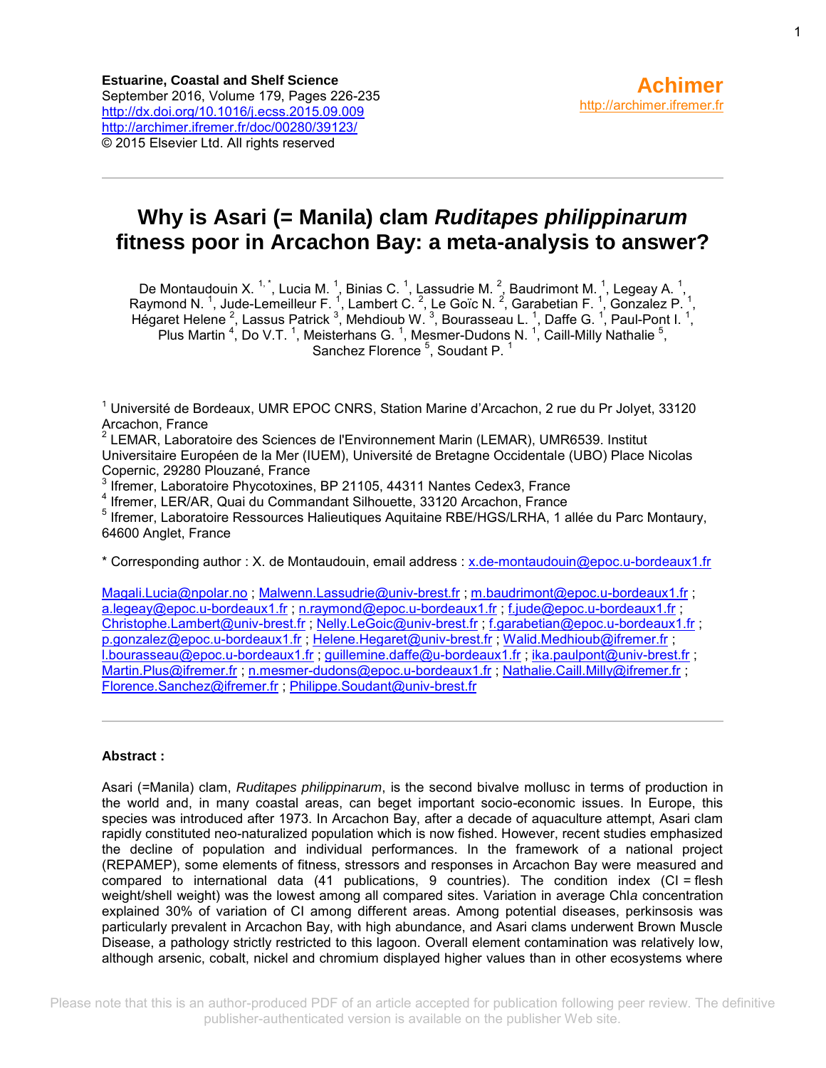**Estuarine, Coastal and Shelf Science**
September 2016, Volume 179, Pages 226-235
http://dx.doi.org/10.1016/j.ecss.2015.09.009
http://archimer.ifremer.fr/doc/00280/39123/
© 2015 Elsevier Ltd. All rights reserved

**Achimer**
http://archimer.ifremer.fr

# Why is Asari (= Manila) clam *Ruditapes philippinarum* fitness poor in Arcachon Bay: a meta-analysis to answer?

De Montaudouin X. [1,*], Lucia M. [1], Binias C. [1], Lassudrie M. [2], Baudrimont M. [1], Legeay A. [1], Raymond N. [1], Jude-Lemeilleur F. [1], Lambert C. [2], Le Goïc N. [2], Garabetian F. [1], Gonzalez P. [1], Hégaret Helene [2], Lassus Patrick [3], Mehdioub W. [3], Bourasseau L. [1], Daffe G. [1], Paul-Pont I. [1], Plus Martin [4], Do V.T. [1], Meisterhans G. [1], Mesmer-Dudons N. [1], Caill-Milly Nathalie [5], Sanchez Florence [5], Soudant P. [1]

[1] Université de Bordeaux, UMR EPOC CNRS, Station Marine d'Arcachon, 2 rue du Pr Jolyet, 33120 Arcachon, France
[2] LEMAR, Laboratoire des Sciences de l'Environnement Marin (LEMAR), UMR6539. Institut Universitaire Européen de la Mer (IUEM), Université de Bretagne Occidentale (UBO) Place Nicolas Copernic, 29280 Plouzané, France
[3] Ifremer, Laboratoire Phycotoxines, BP 21105, 44311 Nantes Cedex3, France
[4] Ifremer, LER/AR, Quai du Commandant Silhouette, 33120 Arcachon, France
[5] Ifremer, Laboratoire Ressources Halieutiques Aquitaine RBE/HGS/LRHA, 1 allée du Parc Montaury, 64600 Anglet, France

\* Corresponding author : X. de Montaudouin, email address : x.de-montaudouin@epoc.u-bordeaux1.fr

Magali.Lucia@npolar.no ; Malwenn.Lassudrie@univ-brest.fr ; m.baudrimont@epoc.u-bordeaux1.fr ; a.legeay@epoc.u-bordeaux1.fr ; n.raymond@epoc.u-bordeaux1.fr ; f.jude@epoc.u-bordeaux1.fr ; Christophe.Lambert@univ-brest.fr ; Nelly.LeGoic@univ-brest.fr ; f.garabetian@epoc.u-bordeaux1.fr ; p.gonzalez@epoc.u-bordeaux1.fr ; Helene.Hegaret@univ-brest.fr ; Walid.Medhioub@ifremer.fr ; l.bourasseau@epoc.u-bordeaux1.fr ; guillemine.daffe@u-bordeaux1.fr ; ika.paulpont@univ-brest.fr ; Martin.Plus@ifremer.fr ; n.mesmer-dudons@epoc.u-bordeaux1.fr ; Nathalie.Caill.Milly@ifremer.fr ; Florence.Sanchez@ifremer.fr ; Philippe.Soudant@univ-brest.fr

**Abstract :**

Asari (=Manila) clam, *Ruditapes philippinarum*, is the second bivalve mollusc in terms of production in the world and, in many coastal areas, can beget important socio-economic issues. In Europe, this species was introduced after 1973. In Arcachon Bay, after a decade of aquaculture attempt, Asari clam rapidly constituted neo-naturalized population which is now fished. However, recent studies emphasized the decline of population and individual performances. In the framework of a national project (REPAMEP), some elements of fitness, stressors and responses in Arcachon Bay were measured and compared to international data (41 publications, 9 countries). The condition index (CI = flesh weight/shell weight) was the lowest among all compared sites. Variation in average Chl*a* concentration explained 30% of variation of CI among different areas. Among potential diseases, perkinsosis was particularly prevalent in Arcachon Bay, with high abundance, and Asari clams underwent Brown Muscle Disease, a pathology strictly restricted to this lagoon. Overall element contamination was relatively low, although arsenic, cobalt, nickel and chromium displayed higher values than in other ecosystems where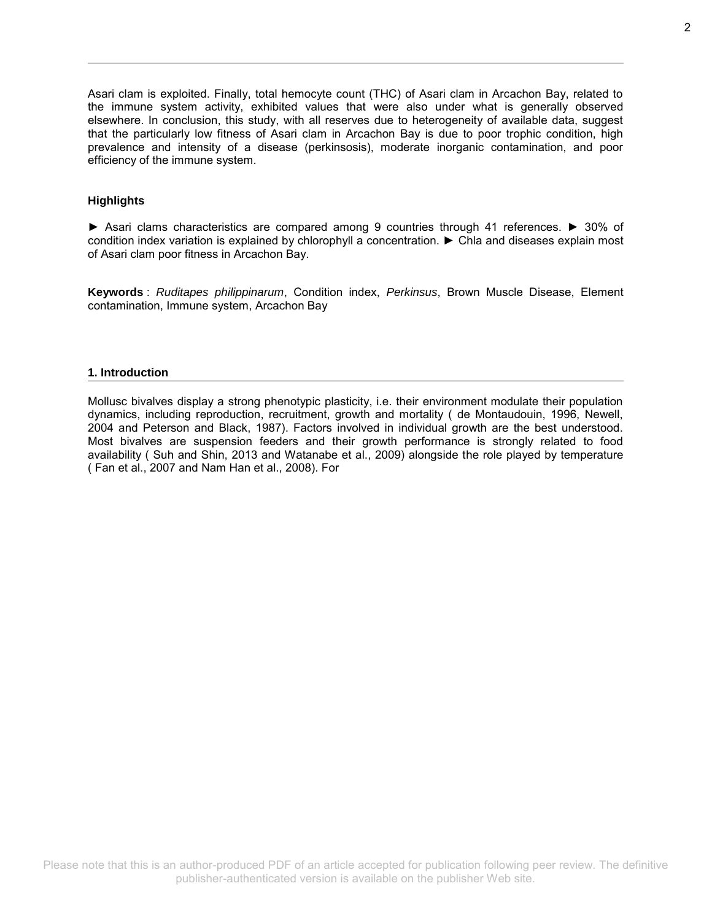Asari clam is exploited. Finally, total hemocyte count (THC) of Asari clam in Arcachon Bay, related to the immune system activity, exhibited values that were also under what is generally observed elsewhere. In conclusion, this study, with all reserves due to heterogeneity of available data, suggest that the particularly low fitness of Asari clam in Arcachon Bay is due to poor trophic condition, high prevalence and intensity of a disease (perkinsosis), moderate inorganic contamination, and poor efficiency of the immune system.

### Highlights

► Asari clams characteristics are compared among 9 countries through 41 references. ► 30% of condition index variation is explained by chlorophyll a concentration. ► Chla and diseases explain most of Asari clam poor fitness in Arcachon Bay.

**Keywords** : *Ruditapes philippinarum*, Condition index, *Perkinsus*, Brown Muscle Disease, Element contamination, Immune system, Arcachon Bay

## 1. Introduction

Mollusc bivalves display a strong phenotypic plasticity, i.e. their environment modulate their population dynamics, including reproduction, recruitment, growth and mortality ( de Montaudouin, 1996, Newell, 2004 and Peterson and Black, 1987). Factors involved in individual growth are the best understood. Most bivalves are suspension feeders and their growth performance is strongly related to food availability ( Suh and Shin, 2013 and Watanabe et al., 2009) alongside the role played by temperature ( Fan et al., 2007 and Nam Han et al., 2008). For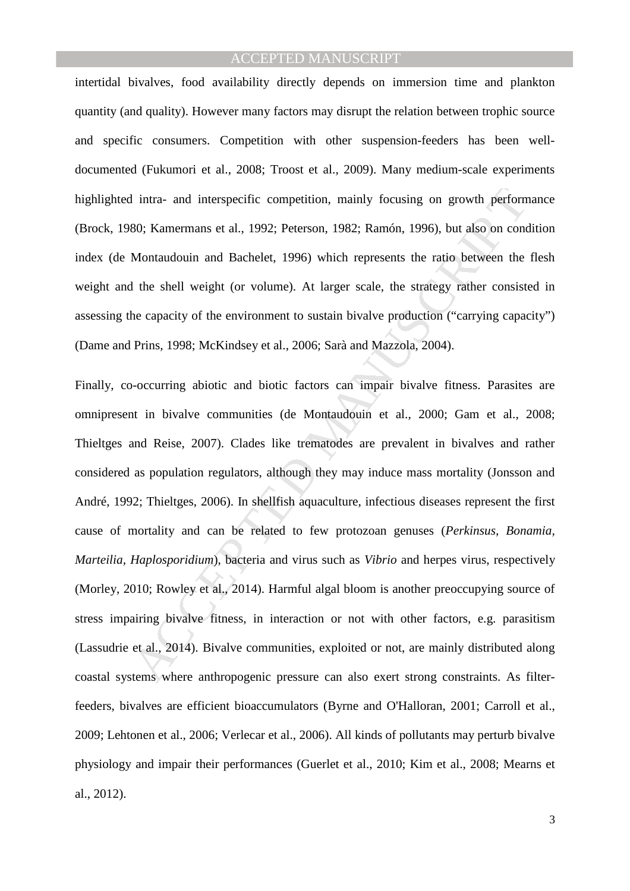intertidal bivalves, food availability directly depends on immersion time and plankton quantity (and quality). However many factors may disrupt the relation between trophic source and specific consumers. Competition with other suspension-feeders has been well-documented (Fukumori et al., 2008; Troost et al., 2009). Many medium-scale experiments highlighted intra- and interspecific competition, mainly focusing on growth performance (Brock, 1980; Kamermans et al., 1992; Peterson, 1982; Ramón, 1996), but also on condition index (de Montaudouin and Bachelet, 1996) which represents the ratio between the flesh weight and the shell weight (or volume). At larger scale, the strategy rather consisted in assessing the capacity of the environment to sustain bivalve production ("carrying capacity") (Dame and Prins, 1998; McKindsey et al., 2006; Sarà and Mazzola, 2004).

Finally, co-occurring abiotic and biotic factors can impair bivalve fitness. Parasites are omnipresent in bivalve communities (de Montaudouin et al., 2000; Gam et al., 2008; Thieltges and Reise, 2007). Clades like trematodes are prevalent in bivalves and rather considered as population regulators, although they may induce mass mortality (Jonsson and André, 1992; Thieltges, 2006). In shellfish aquaculture, infectious diseases represent the first cause of mortality and can be related to few protozoan genuses (*Perkinsus, Bonamia, Marteilia, Haplosporidium*), bacteria and virus such as *Vibrio* and herpes virus, respectively (Morley, 2010; Rowley et al., 2014). Harmful algal bloom is another preoccupying source of stress impairing bivalve fitness, in interaction or not with other factors, e.g. parasitism (Lassudrie et al., 2014). Bivalve communities, exploited or not, are mainly distributed along coastal systems where anthropogenic pressure can also exert strong constraints. As filter-feeders, bivalves are efficient bioaccumulators (Byrne and O'Halloran, 2001; Carroll et al., 2009; Lehtonen et al., 2006; Verlecar et al., 2006). All kinds of pollutants may perturb bivalve physiology and impair their performances (Guerlet et al., 2010; Kim et al., 2008; Mearns et al., 2012).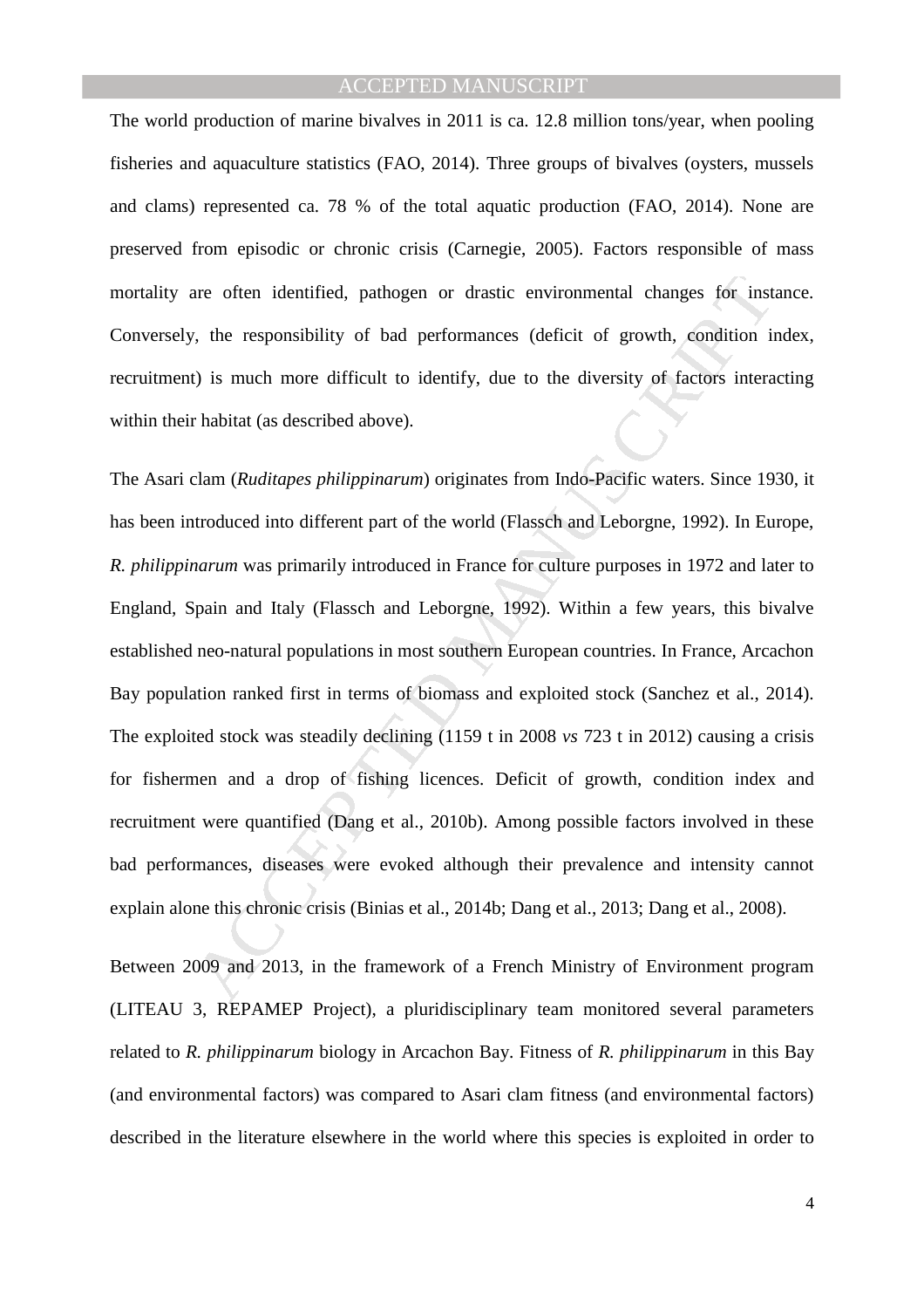The world production of marine bivalves in 2011 is ca. 12.8 million tons/year, when pooling fisheries and aquaculture statistics (FAO, 2014). Three groups of bivalves (oysters, mussels and clams) represented ca. 78 % of the total aquatic production (FAO, 2014). None are preserved from episodic or chronic crisis (Carnegie, 2005). Factors responsible of mass mortality are often identified, pathogen or drastic environmental changes for instance. Conversely, the responsibility of bad performances (deficit of growth, condition index, recruitment) is much more difficult to identify, due to the diversity of factors interacting within their habitat (as described above).

The Asari clam (*Ruditapes philippinarum*) originates from Indo-Pacific waters. Since 1930, it has been introduced into different part of the world (Flassch and Leborgne, 1992). In Europe, *R. philippinarum* was primarily introduced in France for culture purposes in 1972 and later to England, Spain and Italy (Flassch and Leborgne, 1992). Within a few years, this bivalve established neo-natural populations in most southern European countries. In France, Arcachon Bay population ranked first in terms of biomass and exploited stock (Sanchez et al., 2014). The exploited stock was steadily declining (1159 t in 2008 *vs* 723 t in 2012) causing a crisis for fishermen and a drop of fishing licences. Deficit of growth, condition index and recruitment were quantified (Dang et al., 2010b). Among possible factors involved in these bad performances, diseases were evoked although their prevalence and intensity cannot explain alone this chronic crisis (Binias et al., 2014b; Dang et al., 2013; Dang et al., 2008).

Between 2009 and 2013, in the framework of a French Ministry of Environment program (LITEAU 3, REPAMEP Project), a pluridisciplinary team monitored several parameters related to *R. philippinarum* biology in Arcachon Bay. Fitness of *R. philippinarum* in this Bay (and environmental factors) was compared to Asari clam fitness (and environmental factors) described in the literature elsewhere in the world where this species is exploited in order to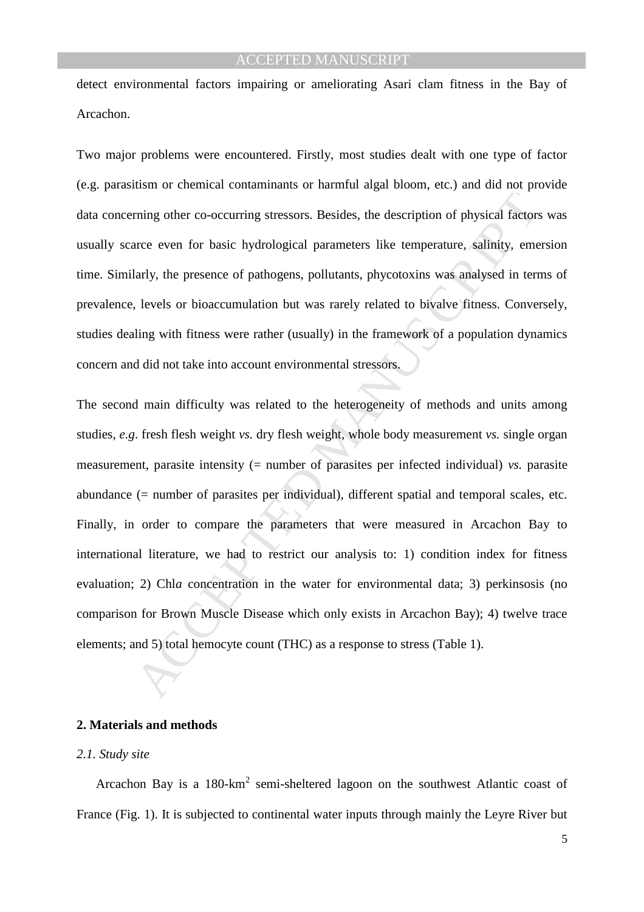detect environmental factors impairing or ameliorating Asari clam fitness in the Bay of Arcachon.

Two major problems were encountered. Firstly, most studies dealt with one type of factor (e.g. parasitism or chemical contaminants or harmful algal bloom, etc.) and did not provide data concerning other co-occurring stressors. Besides, the description of physical factors was usually scarce even for basic hydrological parameters like temperature, salinity, emersion time. Similarly, the presence of pathogens, pollutants, phycotoxins was analysed in terms of prevalence, levels or bioaccumulation but was rarely related to bivalve fitness. Conversely, studies dealing with fitness were rather (usually) in the framework of a population dynamics concern and did not take into account environmental stressors.

The second main difficulty was related to the heterogeneity of methods and units among studies, *e.g*. fresh flesh weight *vs.* dry flesh weight, whole body measurement *vs.* single organ measurement, parasite intensity (= number of parasites per infected individual) *vs.* parasite abundance (= number of parasites per individual), different spatial and temporal scales, etc. Finally, in order to compare the parameters that were measured in Arcachon Bay to international literature, we had to restrict our analysis to: 1) condition index for fitness evaluation; 2) Chl*a* concentration in the water for environmental data; 3) perkinsosis (no comparison for Brown Muscle Disease which only exists in Arcachon Bay); 4) twelve trace elements; and 5) total hemocyte count (THC) as a response to stress (Table 1).

## 2. Materials and methods

### *2.1. Study site*

Arcachon Bay is a 180-km$^2$ semi-sheltered lagoon on the southwest Atlantic coast of France (Fig. 1). It is subjected to continental water inputs through mainly the Leyre River but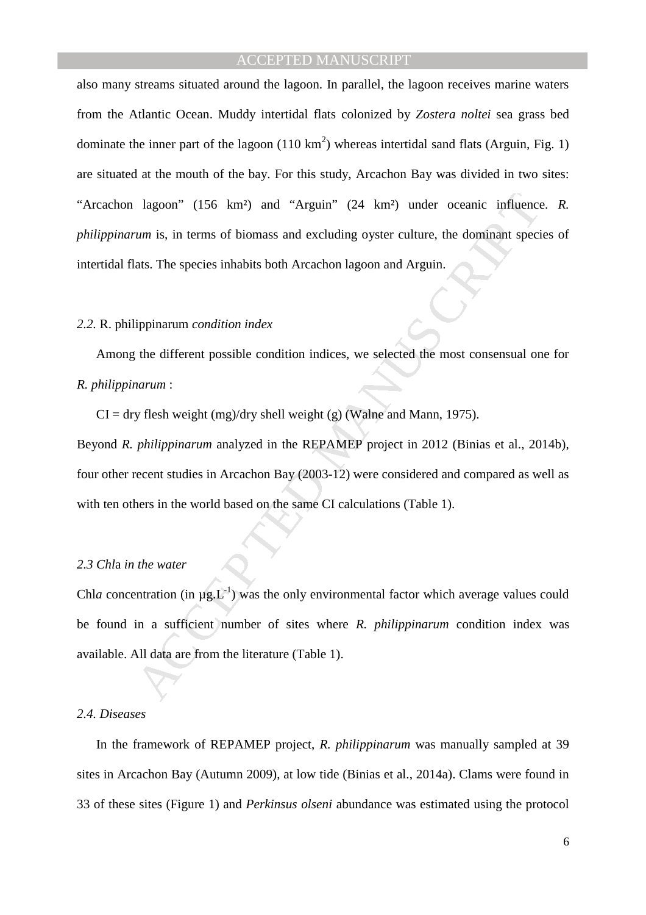also many streams situated around the lagoon. In parallel, the lagoon receives marine waters from the Atlantic Ocean. Muddy intertidal flats colonized by *Zostera noltei* sea grass bed dominate the inner part of the lagoon (110 km$^2$) whereas intertidal sand flats (Arguin, Fig. 1) are situated at the mouth of the bay. For this study, Arcachon Bay was divided in two sites: "Arcachon lagoon" (156 km²) and "Arguin" (24 km²) under oceanic influence. *R. philippinarum* is, in terms of biomass and excluding oyster culture, the dominant species of intertidal flats. The species inhabits both Arcachon lagoon and Arguin.

### *2.2.* R. philippinarum *condition index*

Among the different possible condition indices, we selected the most consensual one for *R. philippinarum* :

CI = dry flesh weight (mg)/dry shell weight (g) (Walne and Mann, 1975).

Beyond *R. philippinarum* analyzed in the REPAMEP project in 2012 (Binias et al., 2014b), four other recent studies in Arcachon Bay (2003-12) were considered and compared as well as with ten others in the world based on the same CI calculations (Table 1).

### *2.3 Chl*a *in the water*

Chl*a* concentration (in µg.L$^{-1}$) was the only environmental factor which average values could be found in a sufficient number of sites where *R. philippinarum* condition index was available. All data are from the literature (Table 1).

### *2.4. Diseases*

In the framework of REPAMEP project, *R. philippinarum* was manually sampled at 39 sites in Arcachon Bay (Autumn 2009), at low tide (Binias et al., 2014a). Clams were found in 33 of these sites (Figure 1) and *Perkinsus olseni* abundance was estimated using the protocol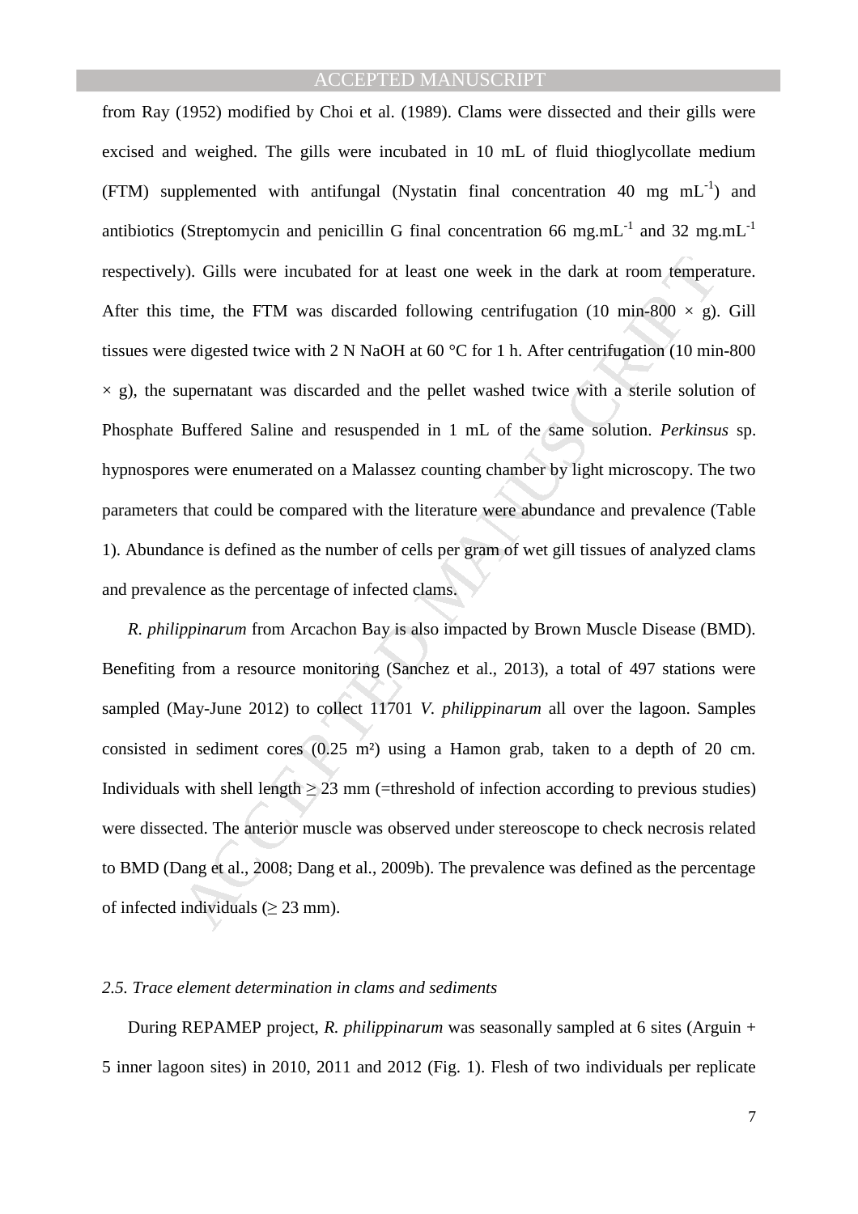from Ray (1952) modified by Choi et al. (1989). Clams were dissected and their gills were excised and weighed. The gills were incubated in 10 mL of fluid thioglycollate medium (FTM) supplemented with antifungal (Nystatin final concentration 40 mg $mL^{-1}$) and antibiotics (Streptomycin and penicillin G final concentration 66 $mg.mL^{-1}$ and 32 $mg.mL^{-1}$ respectively). Gills were incubated for at least one week in the dark at room temperature. After this time, the FTM was discarded following centrifugation (10 min-800 × g). Gill tissues were digested twice with 2 N NaOH at 60 °C for 1 h. After centrifugation (10 min-800 × g), the supernatant was discarded and the pellet washed twice with a sterile solution of Phosphate Buffered Saline and resuspended in 1 mL of the same solution. *Perkinsus* sp. hypnospores were enumerated on a Malassez counting chamber by light microscopy. The two parameters that could be compared with the literature were abundance and prevalence (Table 1). Abundance is defined as the number of cells per gram of wet gill tissues of analyzed clams and prevalence as the percentage of infected clams.

*R. philippinarum* from Arcachon Bay is also impacted by Brown Muscle Disease (BMD). Benefiting from a resource monitoring (Sanchez et al., 2013), a total of 497 stations were sampled (May-June 2012) to collect 11701 *V. philippinarum* all over the lagoon. Samples consisted in sediment cores (0.25 m²) using a Hamon grab, taken to a depth of 20 cm. Individuals with shell length ≥ 23 mm (=threshold of infection according to previous studies) were dissected. The anterior muscle was observed under stereoscope to check necrosis related to BMD (Dang et al., 2008; Dang et al., 2009b). The prevalence was defined as the percentage of infected individuals (≥ 23 mm).

### *2.5. Trace element determination in clams and sediments*

During REPAMEP project, *R. philippinarum* was seasonally sampled at 6 sites (Arguin + 5 inner lagoon sites) in 2010, 2011 and 2012 (Fig. 1). Flesh of two individuals per replicate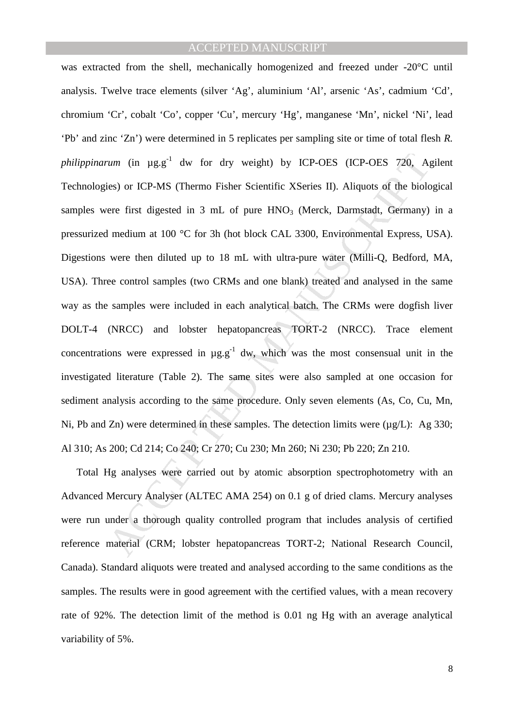was extracted from the shell, mechanically homogenized and freezed under -20°C until analysis. Twelve trace elements (silver 'Ag', aluminium 'Al', arsenic 'As', cadmium 'Cd', chromium 'Cr', cobalt 'Co', copper 'Cu', mercury 'Hg', manganese 'Mn', nickel 'Ni', lead 'Pb' and zinc 'Zn') were determined in 5 replicates per sampling site or time of total flesh *R. philippinarum* (in $\mu g.g^{-1}$ dw for dry weight) by ICP-OES (ICP-OES 720, Agilent Technologies) or ICP-MS (Thermo Fisher Scientific XSeries II). Aliquots of the biological samples were first digested in 3 mL of pure $HNO_3$ (Merck, Darmstadt, Germany) in a pressurized medium at 100 °C for 3h (hot block CAL 3300, Environmental Express, USA). Digestions were then diluted up to 18 mL with ultra-pure water (Milli-Q, Bedford, MA, USA). Three control samples (two CRMs and one blank) treated and analysed in the same way as the samples were included in each analytical batch. The CRMs were dogfish liver DOLT-4 (NRCC) and lobster hepatopancreas TORT-2 (NRCC). Trace element concentrations were expressed in $\mu g.g^{-1}$ dw, which was the most consensual unit in the investigated literature (Table 2). The same sites were also sampled at one occasion for sediment analysis according to the same procedure. Only seven elements (As, Co, Cu, Mn, Ni, Pb and Zn) were determined in these samples. The detection limits were (µg/L): Ag 330; Al 310; As 200; Cd 214; Co 240; Cr 270; Cu 230; Mn 260; Ni 230; Pb 220; Zn 210.

Total Hg analyses were carried out by atomic absorption spectrophotometry with an Advanced Mercury Analyser (ALTEC AMA 254) on 0.1 g of dried clams. Mercury analyses were run under a thorough quality controlled program that includes analysis of certified reference material (CRM; lobster hepatopancreas TORT-2; National Research Council, Canada). Standard aliquots were treated and analysed according to the same conditions as the samples. The results were in good agreement with the certified values, with a mean recovery rate of 92%. The detection limit of the method is 0.01 ng Hg with an average analytical variability of 5%.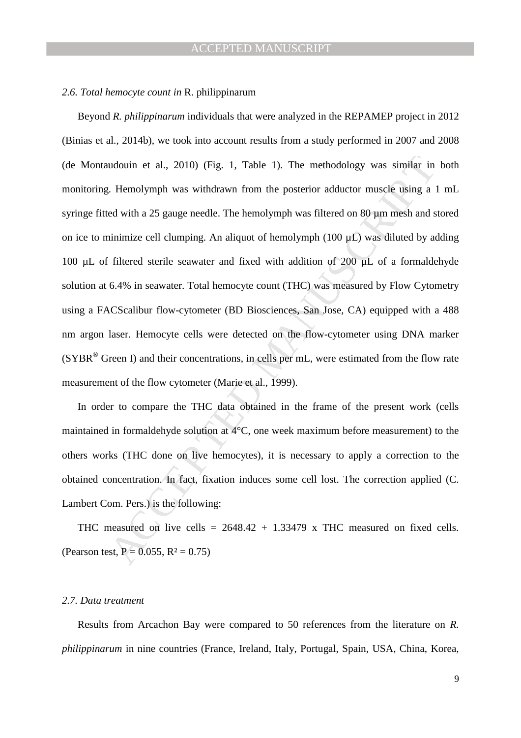### *2.6. Total hemocyte count in* R. philippinarum

Beyond *R. philippinarum* individuals that were analyzed in the REPAMEP project in 2012 (Binias et al., 2014b), we took into account results from a study performed in 2007 and 2008 (de Montaudouin et al., 2010) (Fig. 1, Table 1). The methodology was similar in both monitoring. Hemolymph was withdrawn from the posterior adductor muscle using a 1 mL syringe fitted with a 25 gauge needle. The hemolymph was filtered on 80 µm mesh and stored on ice to minimize cell clumping. An aliquot of hemolymph (100 µL) was diluted by adding 100 µL of filtered sterile seawater and fixed with addition of 200 µL of a formaldehyde solution at 6.4% in seawater. Total hemocyte count (THC) was measured by Flow Cytometry using a FACScalibur flow-cytometer (BD Biosciences, San Jose, CA) equipped with a 488 nm argon laser. Hemocyte cells were detected on the flow-cytometer using DNA marker (SYBR® Green I) and their concentrations, in cells per mL, were estimated from the flow rate measurement of the flow cytometer (Marie et al., 1999).

In order to compare the THC data obtained in the frame of the present work (cells maintained in formaldehyde solution at 4°C, one week maximum before measurement) to the others works (THC done on live hemocytes), it is necessary to apply a correction to the obtained concentration. In fact, fixation induces some cell lost. The correction applied (C. Lambert Com. Pers.) is the following:

THC measured on live cells = 2648.42 + 1.33479 x THC measured on fixed cells. (Pearson test, $P = 0.055$, $R^2 = 0.75$)

### *2.7. Data treatment*

Results from Arcachon Bay were compared to 50 references from the literature on *R. philippinarum* in nine countries (France, Ireland, Italy, Portugal, Spain, USA, China, Korea,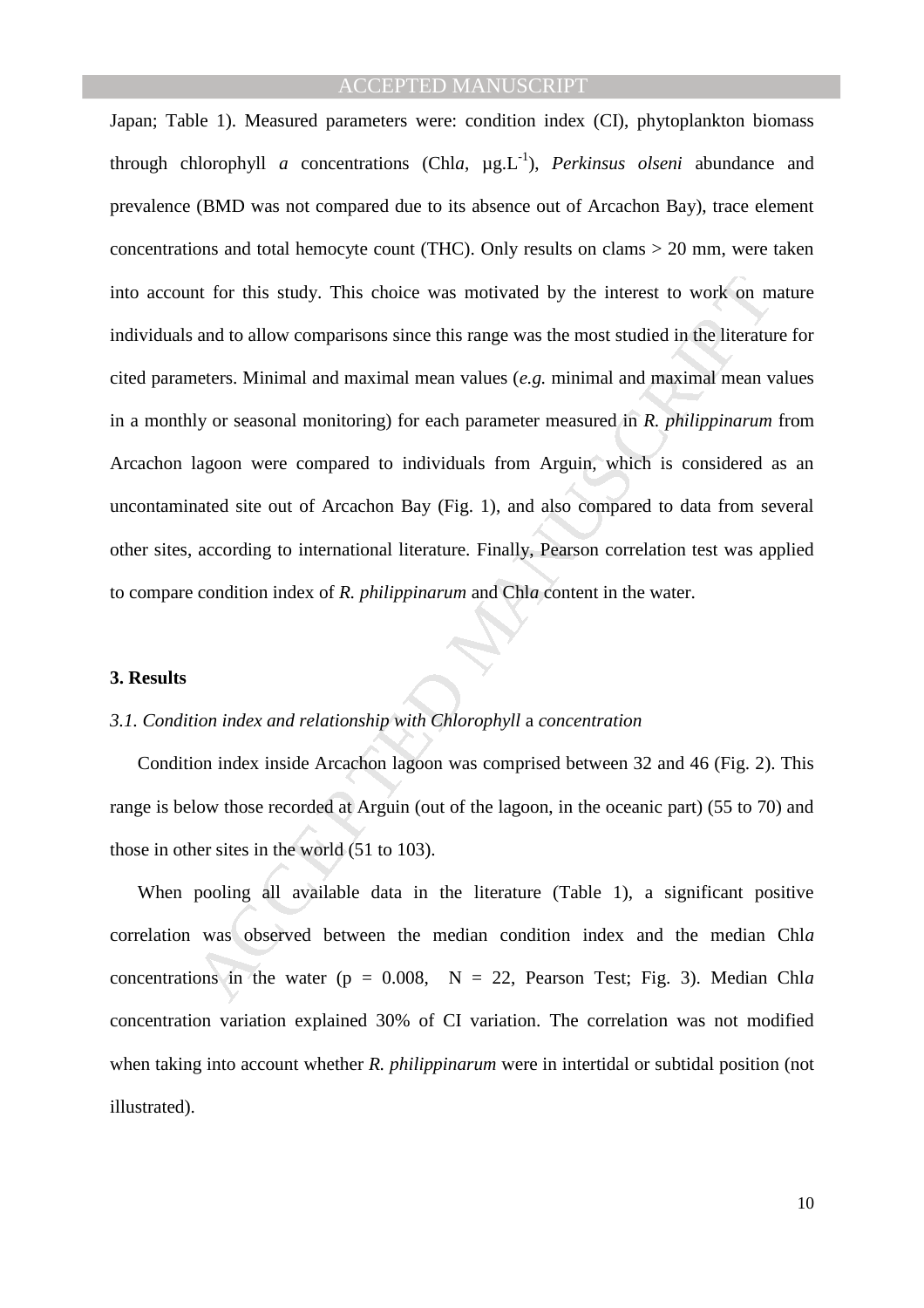Japan; Table 1). Measured parameters were: condition index (CI), phytoplankton biomass through chlorophyll *a* concentrations (Chl*a*, $\mu g.L^{-1}$), *Perkinsus olseni* abundance and prevalence (BMD was not compared due to its absence out of Arcachon Bay), trace element concentrations and total hemocyte count (THC). Only results on clams > 20 mm, were taken into account for this study. This choice was motivated by the interest to work on mature individuals and to allow comparisons since this range was the most studied in the literature for cited parameters. Minimal and maximal mean values (*e.g.* minimal and maximal mean values in a monthly or seasonal monitoring) for each parameter measured in *R. philippinarum* from Arcachon lagoon were compared to individuals from Arguin, which is considered as an uncontaminated site out of Arcachon Bay (Fig. 1), and also compared to data from several other sites, according to international literature. Finally, Pearson correlation test was applied to compare condition index of *R. philippinarum* and Chl*a* content in the water.

## 3. Results

### *3.1. Condition index and relationship with Chlorophyll* a *concentration*

Condition index inside Arcachon lagoon was comprised between 32 and 46 (Fig. 2). This range is below those recorded at Arguin (out of the lagoon, in the oceanic part) (55 to 70) and those in other sites in the world (51 to 103).

When pooling all available data in the literature (Table 1), a significant positive correlation was observed between the median condition index and the median Chl*a* concentrations in the water ($p = 0.008$, $N = 22$, Pearson Test; Fig. 3). Median Chl*a* concentration variation explained 30% of CI variation. The correlation was not modified when taking into account whether *R. philippinarum* were in intertidal or subtidal position (not illustrated).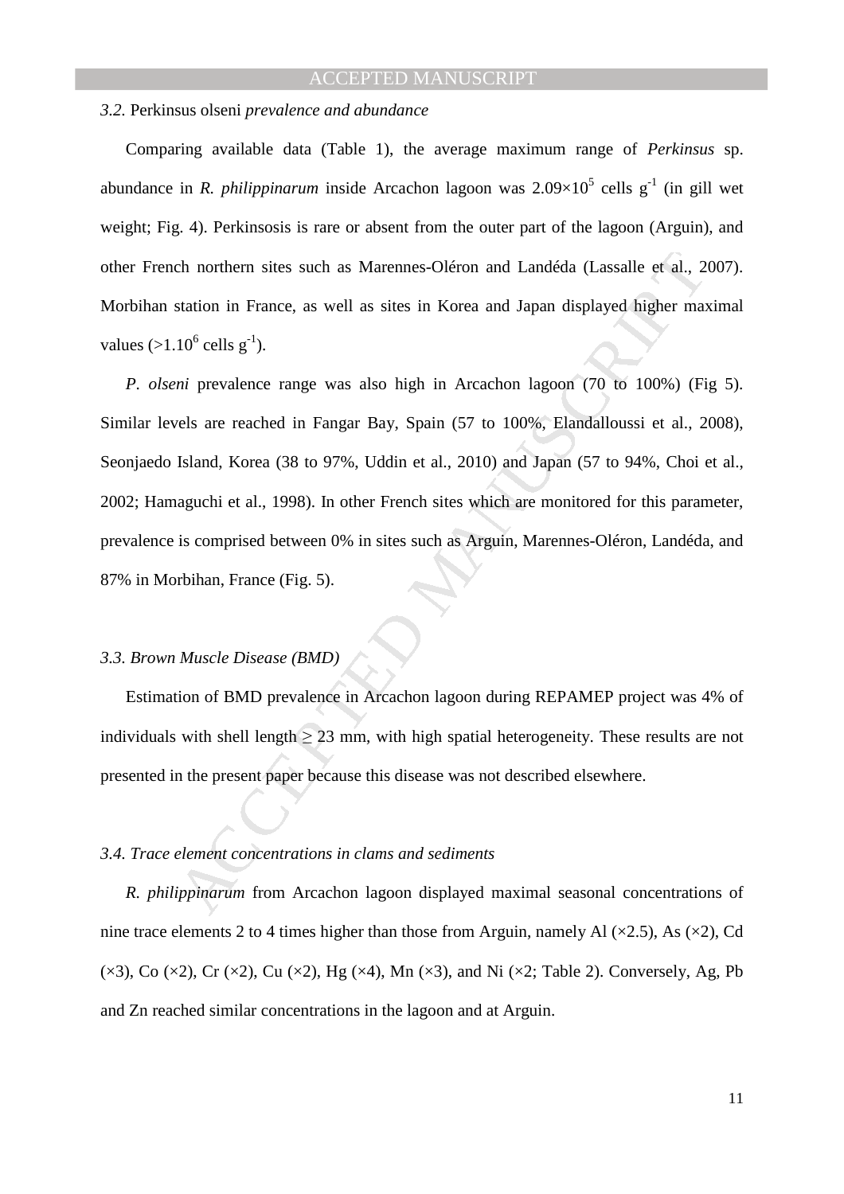### 3.2. *Perkinsus olseni prevalence and abundance*

Comparing available data (Table 1), the average maximum range of *Perkinsus* sp. abundance in *R. philippinarum* inside Arcachon lagoon was $2.09\times10^5$ cells $g^{-1}$ (in gill wet weight; Fig. 4). Perkinsosis is rare or absent from the outer part of the lagoon (Arguin), and other French northern sites such as Marennes-Oléron and Landéda (Lassalle et al., 2007). Morbihan station in France, as well as sites in Korea and Japan displayed higher maximal values ($>1.10^6$ cells $g^{-1}$).

*P. olseni* prevalence range was also high in Arcachon lagoon (70 to 100%) (Fig 5). Similar levels are reached in Fangar Bay, Spain (57 to 100%, Elandalloussi et al., 2008), Seonjaedo Island, Korea (38 to 97%, Uddin et al., 2010) and Japan (57 to 94%, Choi et al., 2002; Hamaguchi et al., 1998). In other French sites which are monitored for this parameter, prevalence is comprised between 0% in sites such as Arguin, Marennes-Oléron, Landéda, and 87% in Morbihan, France (Fig. 5).

### 3.3. *Brown Muscle Disease (BMD)*

Estimation of BMD prevalence in Arcachon lagoon during REPAMEP project was 4% of individuals with shell length $\geq$ 23 mm, with high spatial heterogeneity. These results are not presented in the present paper because this disease was not described elsewhere.

### 3.4. *Trace element concentrations in clams and sediments*

*R. philippinarum* from Arcachon lagoon displayed maximal seasonal concentrations of nine trace elements 2 to 4 times higher than those from Arguin, namely Al (×2.5), As (×2), Cd (×3), Co (×2), Cr (×2), Cu (×2), Hg (×4), Mn (×3), and Ni (×2; Table 2). Conversely, Ag, Pb and Zn reached similar concentrations in the lagoon and at Arguin.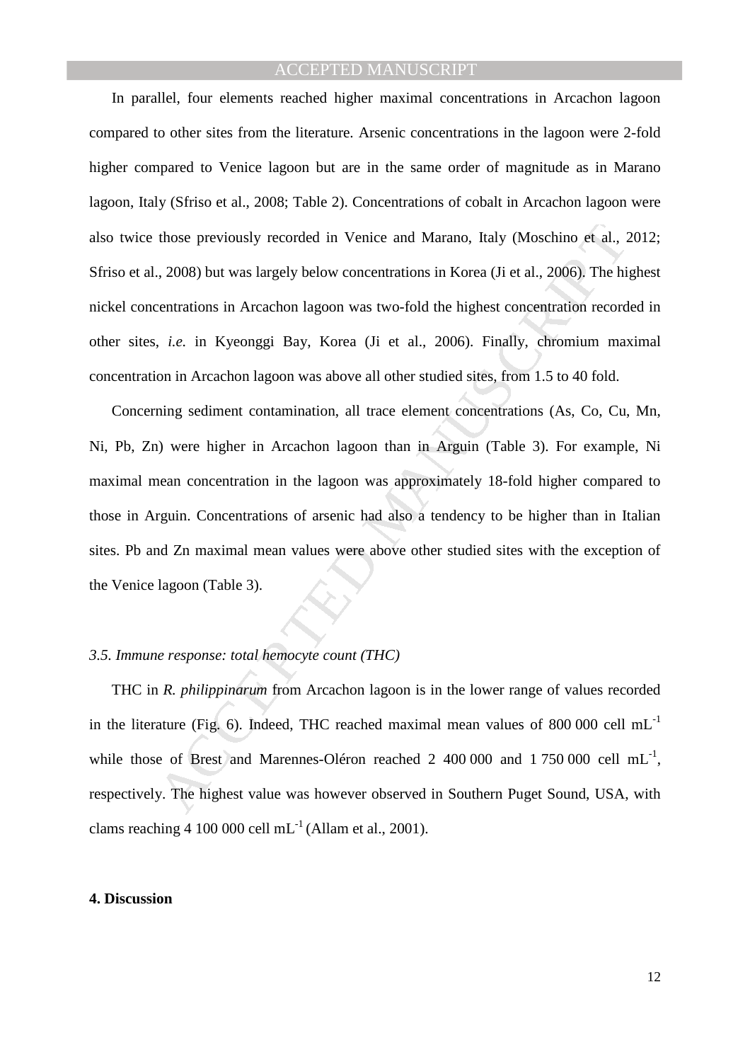In parallel, four elements reached higher maximal concentrations in Arcachon lagoon compared to other sites from the literature. Arsenic concentrations in the lagoon were 2-fold higher compared to Venice lagoon but are in the same order of magnitude as in Marano lagoon, Italy (Sfriso et al., 2008; Table 2). Concentrations of cobalt in Arcachon lagoon were also twice those previously recorded in Venice and Marano, Italy (Moschino et al., 2012; Sfriso et al., 2008) but was largely below concentrations in Korea (Ji et al., 2006). The highest nickel concentrations in Arcachon lagoon was two-fold the highest concentration recorded in other sites, *i.e.* in Kyeonggi Bay, Korea (Ji et al., 2006). Finally, chromium maximal concentration in Arcachon lagoon was above all other studied sites, from 1.5 to 40 fold.

Concerning sediment contamination, all trace element concentrations (As, Co, Cu, Mn, Ni, Pb, Zn) were higher in Arcachon lagoon than in Arguin (Table 3). For example, Ni maximal mean concentration in the lagoon was approximately 18-fold higher compared to those in Arguin. Concentrations of arsenic had also a tendency to be higher than in Italian sites. Pb and Zn maximal mean values were above other studied sites with the exception of the Venice lagoon (Table 3).

### *3.5. Immune response: total hemocyte count (THC)*

THC in *R. philippinarum* from Arcachon lagoon is in the lower range of values recorded in the literature (Fig. 6). Indeed, THC reached maximal mean values of 800 000 cell $mL^{-1}$ while those of Brest and Marennes-Oléron reached 2 400 000 and 1 750 000 cell $mL^{-1}$, respectively. The highest value was however observed in Southern Puget Sound, USA, with clams reaching 4 100 000 cell $mL^{-1}$ (Allam et al., 2001).

## 4. Discussion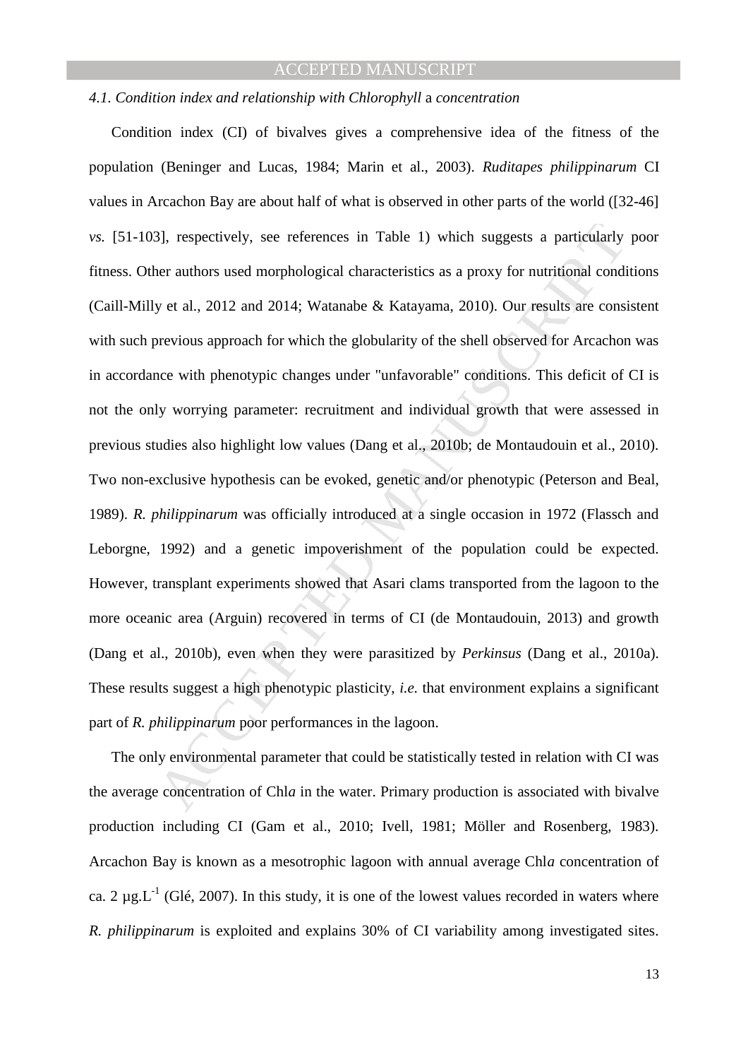### *4.1. Condition index and relationship with Chlorophyll* a *concentration*

Condition index (CI) of bivalves gives a comprehensive idea of the fitness of the population (Beninger and Lucas, 1984; Marin et al., 2003). *Ruditapes philippinarum* CI values in Arcachon Bay are about half of what is observed in other parts of the world ([32-46] *vs.* [51-103], respectively, see references in Table 1) which suggests a particularly poor fitness. Other authors used morphological characteristics as a proxy for nutritional conditions (Caill-Milly et al., 2012 and 2014; Watanabe & Katayama, 2010). Our results are consistent with such previous approach for which the globularity of the shell observed for Arcachon was in accordance with phenotypic changes under "unfavorable" conditions. This deficit of CI is not the only worrying parameter: recruitment and individual growth that were assessed in previous studies also highlight low values (Dang et al., 2010b; de Montaudouin et al., 2010). Two non-exclusive hypothesis can be evoked, genetic and/or phenotypic (Peterson and Beal, 1989). *R. philippinarum* was officially introduced at a single occasion in 1972 (Flassch and Leborgne, 1992) and a genetic impoverishment of the population could be expected. However, transplant experiments showed that Asari clams transported from the lagoon to the more oceanic area (Arguin) recovered in terms of CI (de Montaudouin, 2013) and growth (Dang et al., 2010b), even when they were parasitized by *Perkinsus* (Dang et al., 2010a). These results suggest a high phenotypic plasticity, *i.e.* that environment explains a significant part of *R. philippinarum* poor performances in the lagoon.

The only environmental parameter that could be statistically tested in relation with CI was the average concentration of Chl*a* in the water. Primary production is associated with bivalve production including CI (Gam et al., 2010; Ivell, 1981; Möller and Rosenberg, 1983). Arcachon Bay is known as a mesotrophic lagoon with annual average Chl*a* concentration of ca. 2 $\mu g.L^{-1}$ (Glé, 2007). In this study, it is one of the lowest values recorded in waters where *R. philippinarum* is exploited and explains 30% of CI variability among investigated sites.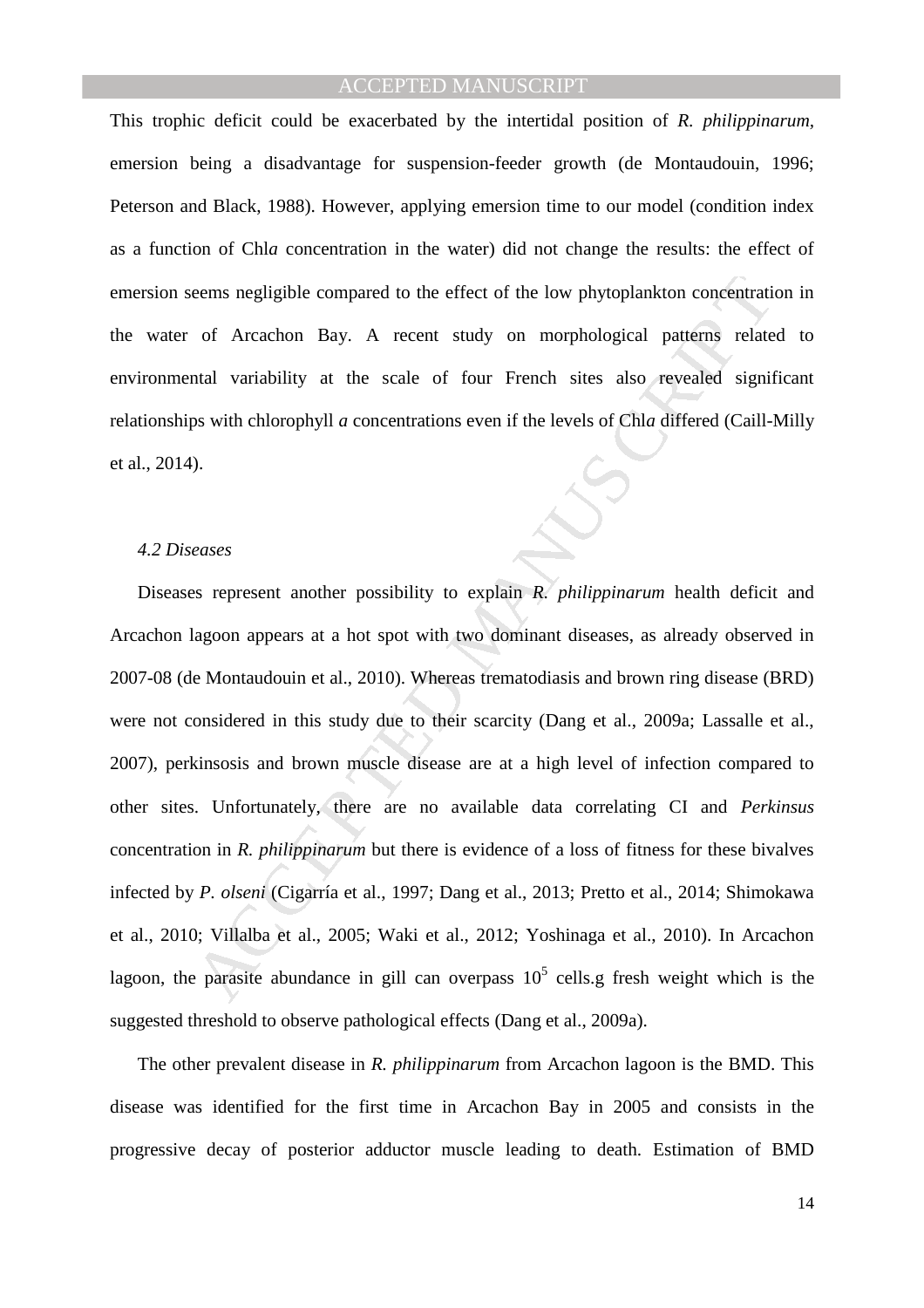This trophic deficit could be exacerbated by the intertidal position of *R. philippinarum*, emersion being a disadvantage for suspension-feeder growth (de Montaudouin, 1996; Peterson and Black, 1988). However, applying emersion time to our model (condition index as a function of Chl*a* concentration in the water) did not change the results: the effect of emersion seems negligible compared to the effect of the low phytoplankton concentration in the water of Arcachon Bay. A recent study on morphological patterns related to environmental variability at the scale of four French sites also revealed significant relationships with chlorophyll *a* concentrations even if the levels of Chl*a* differed (Caill-Milly et al., 2014).

### *4.2 Diseases*

Diseases represent another possibility to explain *R. philippinarum* health deficit and Arcachon lagoon appears at a hot spot with two dominant diseases, as already observed in 2007-08 (de Montaudouin et al., 2010). Whereas trematodiasis and brown ring disease (BRD) were not considered in this study due to their scarcity (Dang et al., 2009a; Lassalle et al., 2007), perkinsosis and brown muscle disease are at a high level of infection compared to other sites. Unfortunately, there are no available data correlating CI and *Perkinsus* concentration in *R. philippinarum* but there is evidence of a loss of fitness for these bivalves infected by *P. olseni* (Cigarría et al., 1997; Dang et al., 2013; Pretto et al., 2014; Shimokawa et al., 2010; Villalba et al., 2005; Waki et al., 2012; Yoshinaga et al., 2010). In Arcachon lagoon, the parasite abundance in gill can overpass $10^5$ cells.g fresh weight which is the suggested threshold to observe pathological effects (Dang et al., 2009a).

The other prevalent disease in *R. philippinarum* from Arcachon lagoon is the BMD. This disease was identified for the first time in Arcachon Bay in 2005 and consists in the progressive decay of posterior adductor muscle leading to death. Estimation of BMD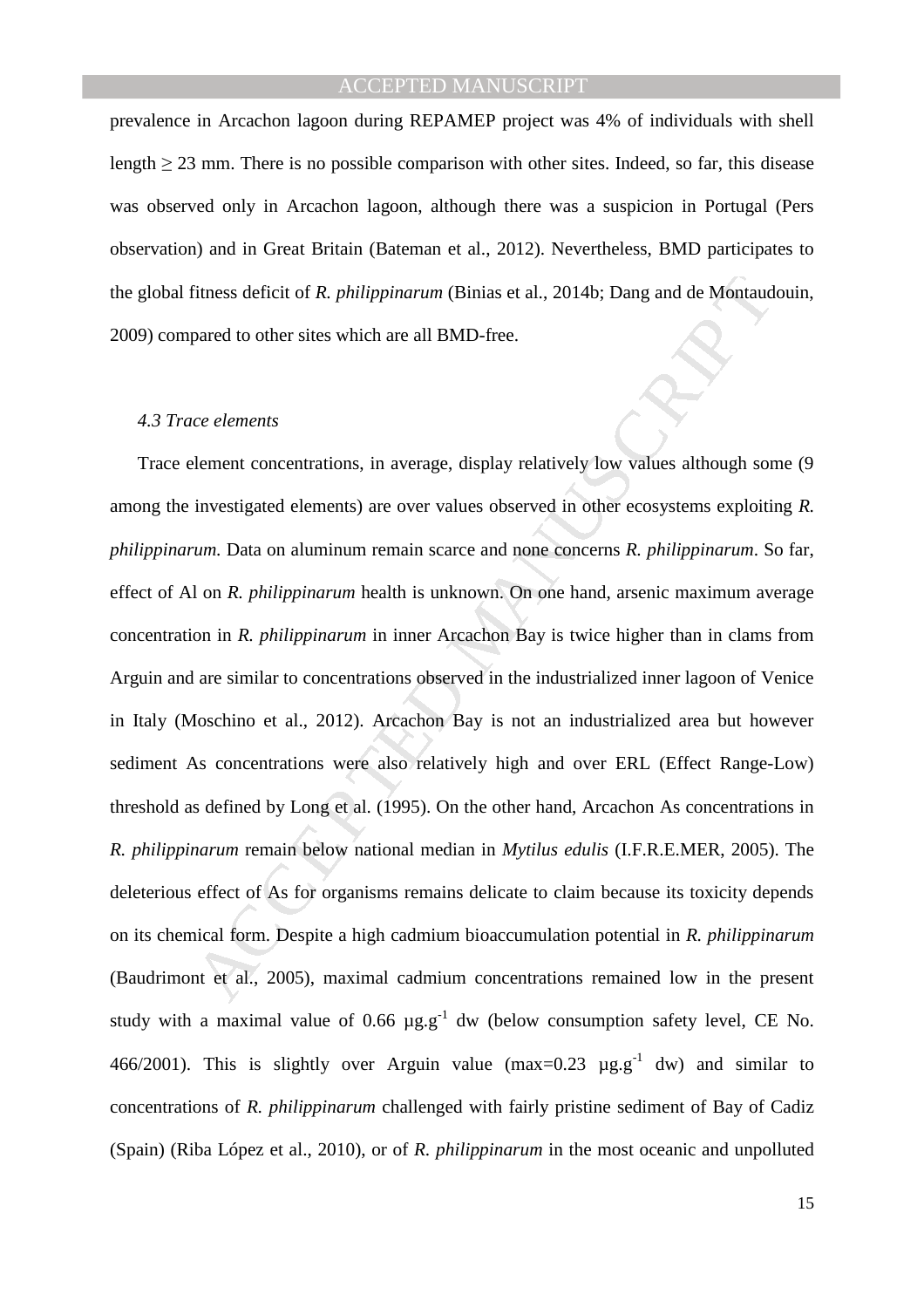prevalence in Arcachon lagoon during REPAMEP project was 4% of individuals with shell length ≥ 23 mm. There is no possible comparison with other sites. Indeed, so far, this disease was observed only in Arcachon lagoon, although there was a suspicion in Portugal (Pers observation) and in Great Britain (Bateman et al., 2012). Nevertheless, BMD participates to the global fitness deficit of *R. philippinarum* (Binias et al., 2014b; Dang and de Montaudouin, 2009) compared to other sites which are all BMD-free.

### *4.3 Trace elements*

Trace element concentrations, in average, display relatively low values although some (9 among the investigated elements) are over values observed in other ecosystems exploiting *R. philippinarum.* Data on aluminum remain scarce and none concerns *R. philippinarum*. So far, effect of Al on *R. philippinarum* health is unknown. On one hand, arsenic maximum average concentration in *R. philippinarum* in inner Arcachon Bay is twice higher than in clams from Arguin and are similar to concentrations observed in the industrialized inner lagoon of Venice in Italy (Moschino et al., 2012). Arcachon Bay is not an industrialized area but however sediment As concentrations were also relatively high and over ERL (Effect Range-Low) threshold as defined by Long et al. (1995). On the other hand, Arcachon As concentrations in *R. philippinarum* remain below national median in *Mytilus edulis* (I.F.R.E.MER, 2005). The deleterious effect of As for organisms remains delicate to claim because its toxicity depends on its chemical form. Despite a high cadmium bioaccumulation potential in *R. philippinarum* (Baudrimont et al., 2005), maximal cadmium concentrations remained low in the present study with a maximal value of 0.66 $\mu g.g^{-1}$ dw (below consumption safety level, CE No. 466/2001). This is slightly over Arguin value (max=0.23 $\mu g.g^{-1}$ dw) and similar to concentrations of *R. philippinarum* challenged with fairly pristine sediment of Bay of Cadiz (Spain) (Riba López et al., 2010), or of *R. philippinarum* in the most oceanic and unpolluted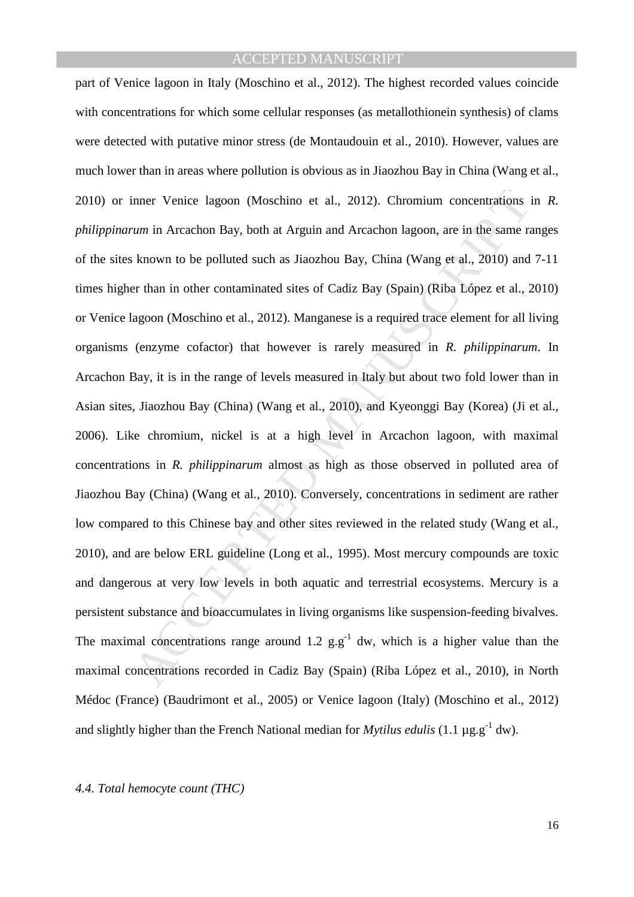part of Venice lagoon in Italy (Moschino et al., 2012). The highest recorded values coincide with concentrations for which some cellular responses (as metallothionein synthesis) of clams were detected with putative minor stress (de Montaudouin et al., 2010). However, values are much lower than in areas where pollution is obvious as in Jiaozhou Bay in China (Wang et al., 2010) or inner Venice lagoon (Moschino et al., 2012). Chromium concentrations in *R. philippinarum* in Arcachon Bay, both at Arguin and Arcachon lagoon, are in the same ranges of the sites known to be polluted such as Jiaozhou Bay, China (Wang et al., 2010) and 7-11 times higher than in other contaminated sites of Cadiz Bay (Spain) (Riba López et al., 2010) or Venice lagoon (Moschino et al., 2012). Manganese is a required trace element for all living organisms (enzyme cofactor) that however is rarely measured in *R. philippinarum*. In Arcachon Bay, it is in the range of levels measured in Italy but about two fold lower than in Asian sites, Jiaozhou Bay (China) (Wang et al., 2010), and Kyeonggi Bay (Korea) (Ji et al., 2006). Like chromium, nickel is at a high level in Arcachon lagoon, with maximal concentrations in *R. philippinarum* almost as high as those observed in polluted area of Jiaozhou Bay (China) (Wang et al., 2010). Conversely, concentrations in sediment are rather low compared to this Chinese bay and other sites reviewed in the related study (Wang et al., 2010), and are below ERL guideline (Long et al., 1995). Most mercury compounds are toxic and dangerous at very low levels in both aquatic and terrestrial ecosystems. Mercury is a persistent substance and bioaccumulates in living organisms like suspension-feeding bivalves. The maximal concentrations range around 1.2 $g.g^{-1}$ dw, which is a higher value than the maximal concentrations recorded in Cadiz Bay (Spain) (Riba López et al., 2010), in North Médoc (France) (Baudrimont et al., 2005) or Venice lagoon (Italy) (Moschino et al., 2012) and slightly higher than the French National median for *Mytilus edulis* (1.1 $\mu g.g^{-1}$ dw).

*4.4. Total hemocyte count (THC)*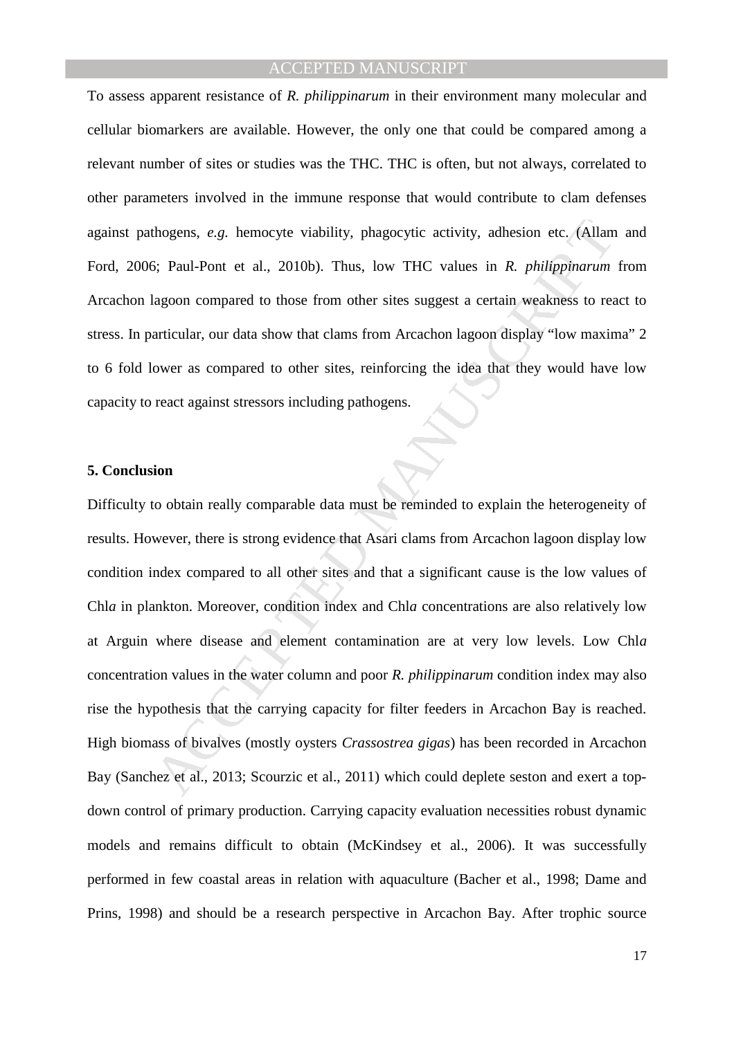To assess apparent resistance of *R. philippinarum* in their environment many molecular and cellular biomarkers are available. However, the only one that could be compared among a relevant number of sites or studies was the THC. THC is often, but not always, correlated to other parameters involved in the immune response that would contribute to clam defenses against pathogens, *e.g.* hemocyte viability, phagocytic activity, adhesion etc. (Allam and Ford, 2006; Paul-Pont et al., 2010b). Thus, low THC values in *R. philippinarum* from Arcachon lagoon compared to those from other sites suggest a certain weakness to react to stress. In particular, our data show that clams from Arcachon lagoon display "low maxima" 2 to 6 fold lower as compared to other sites, reinforcing the idea that they would have low capacity to react against stressors including pathogens.

## 5. Conclusion

Difficulty to obtain really comparable data must be reminded to explain the heterogeneity of results. However, there is strong evidence that Asari clams from Arcachon lagoon display low condition index compared to all other sites and that a significant cause is the low values of Chl*a* in plankton. Moreover, condition index and Chl*a* concentrations are also relatively low at Arguin where disease and element contamination are at very low levels. Low Chl*a* concentration values in the water column and poor *R. philippinarum* condition index may also rise the hypothesis that the carrying capacity for filter feeders in Arcachon Bay is reached. High biomass of bivalves (mostly oysters *Crassostrea gigas*) has been recorded in Arcachon Bay (Sanchez et al., 2013; Scourzic et al., 2011) which could deplete seston and exert a top-down control of primary production. Carrying capacity evaluation necessities robust dynamic models and remains difficult to obtain (McKindsey et al., 2006). It was successfully performed in few coastal areas in relation with aquaculture (Bacher et al., 1998; Dame and Prins, 1998) and should be a research perspective in Arcachon Bay. After trophic source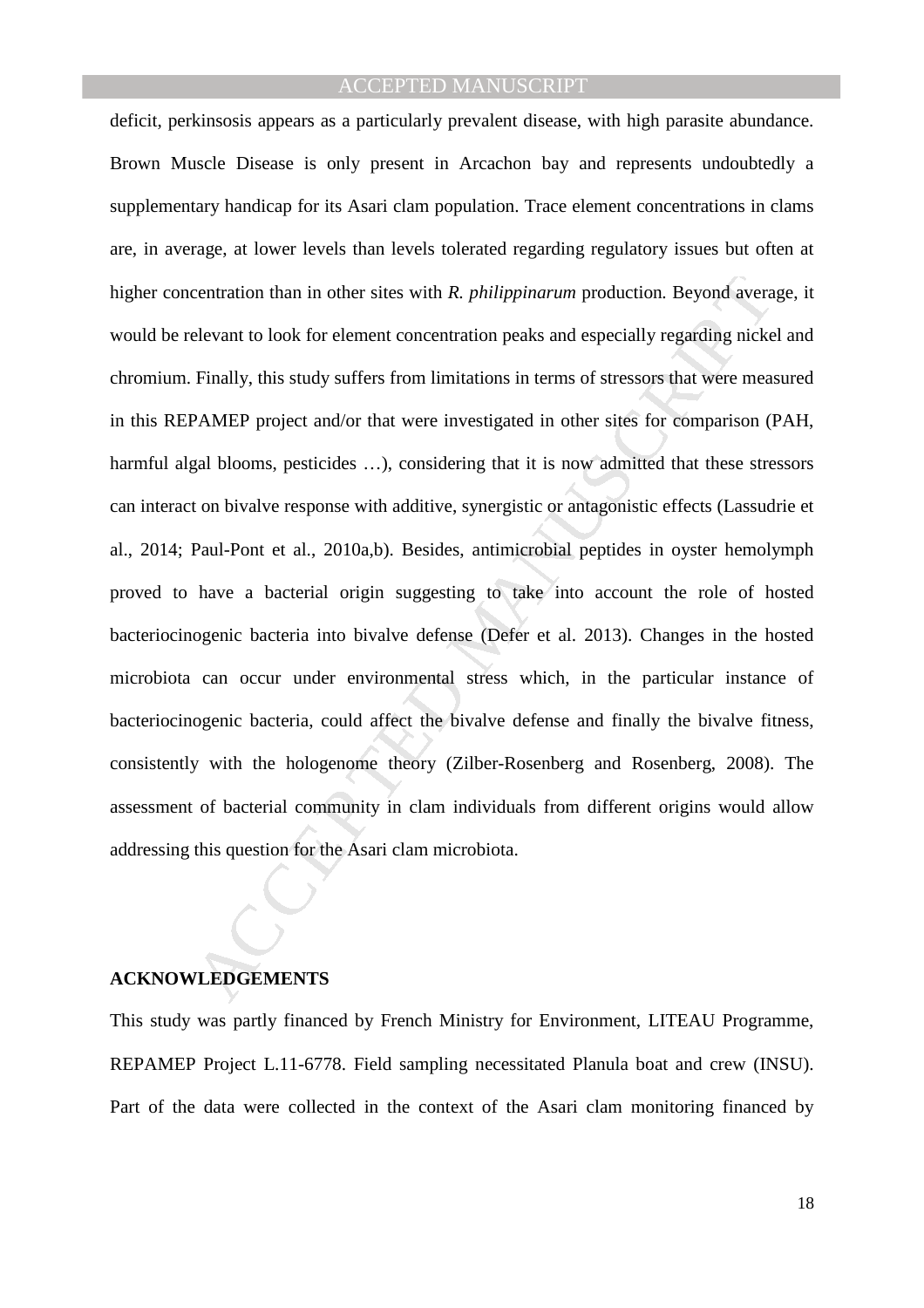deficit, perkinsosis appears as a particularly prevalent disease, with high parasite abundance. Brown Muscle Disease is only present in Arcachon bay and represents undoubtedly a supplementary handicap for its Asari clam population. Trace element concentrations in clams are, in average, at lower levels than levels tolerated regarding regulatory issues but often at higher concentration than in other sites with *R. philippinarum* production. Beyond average, it would be relevant to look for element concentration peaks and especially regarding nickel and chromium. Finally, this study suffers from limitations in terms of stressors that were measured in this REPAMEP project and/or that were investigated in other sites for comparison (PAH, harmful algal blooms, pesticides …), considering that it is now admitted that these stressors can interact on bivalve response with additive, synergistic or antagonistic effects (Lassudrie et al., 2014; Paul-Pont et al., 2010a,b). Besides, antimicrobial peptides in oyster hemolymph proved to have a bacterial origin suggesting to take into account the role of hosted bacteriocinogenic bacteria into bivalve defense (Defer et al. 2013). Changes in the hosted microbiota can occur under environmental stress which, in the particular instance of bacteriocinogenic bacteria, could affect the bivalve defense and finally the bivalve fitness, consistently with the hologenome theory (Zilber-Rosenberg and Rosenberg, 2008). The assessment of bacterial community in clam individuals from different origins would allow addressing this question for the Asari clam microbiota.

## ACKNOWLEDGEMENTS

This study was partly financed by French Ministry for Environment, LITEAU Programme, REPAMEP Project L.11-6778. Field sampling necessitated Planula boat and crew (INSU). Part of the data were collected in the context of the Asari clam monitoring financed by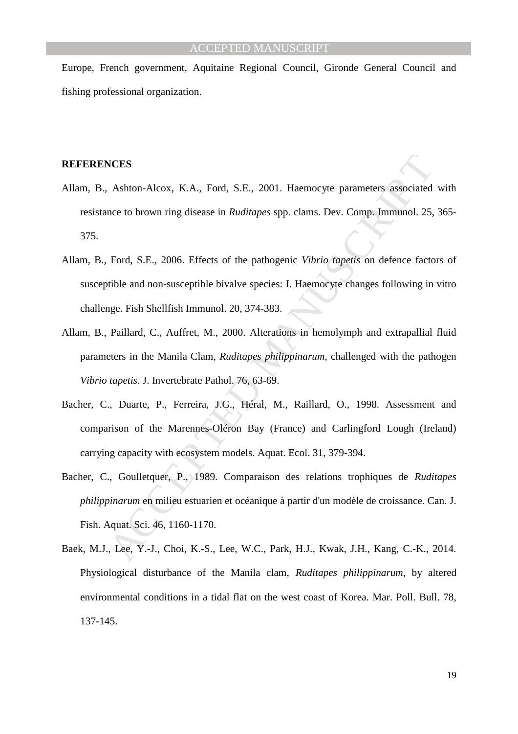Europe, French government, Aquitaine Regional Council, Gironde General Council and fishing professional organization.

**REFERENCES**

Allam, B., Ashton-Alcox, K.A., Ford, S.E., 2001. Haemocyte parameters associated with resistance to brown ring disease in *Ruditapes* spp. clams. Dev. Comp. Immunol. 25, 365-375.

Allam, B., Ford, S.E., 2006. Effects of the pathogenic *Vibrio tapetis* on defence factors of susceptible and non-susceptible bivalve species: I. Haemocyte changes following in vitro challenge. Fish Shellfish Immunol. 20, 374-383.

Allam, B., Paillard, C., Auffret, M., 2000. Alterations in hemolymph and extrapallial fluid parameters in the Manila Clam, *Ruditapes philippinarum*, challenged with the pathogen *Vibrio tapetis*. J. Invertebrate Pathol. 76, 63-69.

Bacher, C., Duarte, P., Ferreira, J.G., Héral, M., Raillard, O., 1998. Assessment and comparison of the Marennes-Oléron Bay (France) and Carlingford Lough (Ireland) carrying capacity with ecosystem models. Aquat. Ecol. 31, 379-394.

Bacher, C., Goulletquer, P., 1989. Comparaison des relations trophiques de *Ruditapes philippinarum* en milieu estuarien et océanique à partir d'un modèle de croissance. Can. J. Fish. Aquat. Sci. 46, 1160-1170.

Baek, M.J., Lee, Y.-J., Choi, K.-S., Lee, W.C., Park, H.J., Kwak, J.H., Kang, C.-K., 2014. Physiological disturbance of the Manila clam, *Ruditapes philippinarum*, by altered environmental conditions in a tidal flat on the west coast of Korea. Mar. Poll. Bull. 78, 137-145.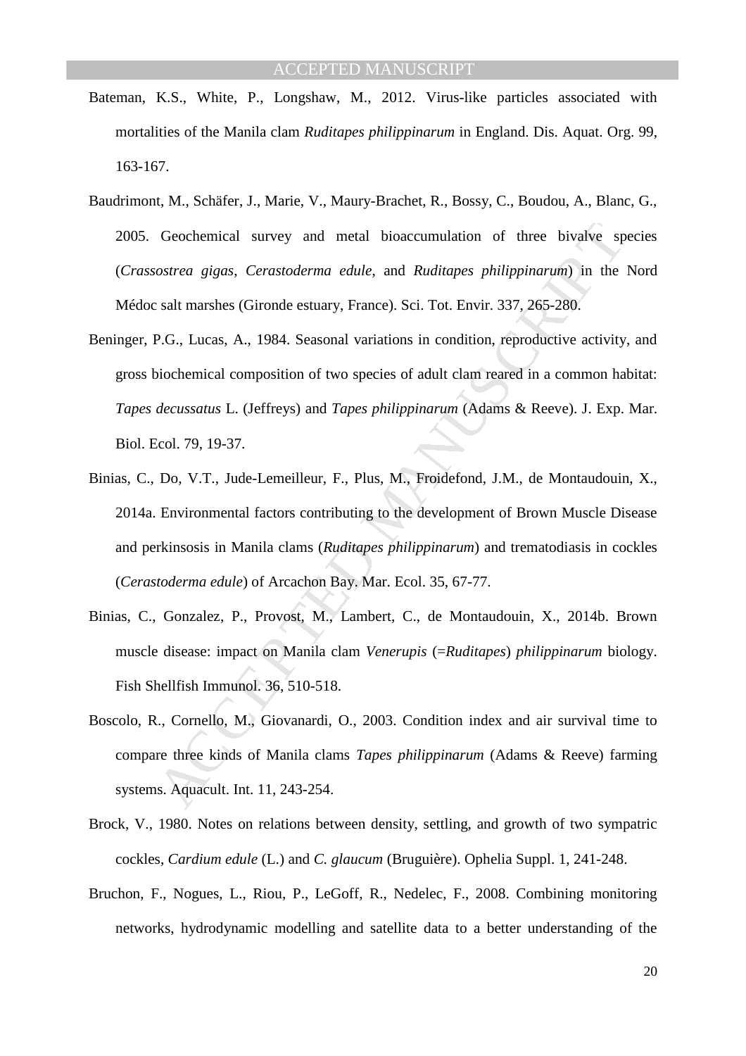Bateman, K.S., White, P., Longshaw, M., 2012. Virus-like particles associated with mortalities of the Manila clam *Ruditapes philippinarum* in England. Dis. Aquat. Org. 99, 163-167.

Baudrimont, M., Schäfer, J., Marie, V., Maury-Brachet, R., Bossy, C., Boudou, A., Blanc, G., 2005. Geochemical survey and metal bioaccumulation of three bivalve species (*Crassostrea gigas*, *Cerastoderma edule*, and *Ruditapes philippinarum*) in the Nord Médoc salt marshes (Gironde estuary, France). Sci. Tot. Envir. 337, 265-280.

Beninger, P.G., Lucas, A., 1984. Seasonal variations in condition, reproductive activity, and gross biochemical composition of two species of adult clam reared in a common habitat: *Tapes decussatus* L. (Jeffreys) and *Tapes philippinarum* (Adams & Reeve). J. Exp. Mar. Biol. Ecol. 79, 19-37.

Binias, C., Do, V.T., Jude-Lemeilleur, F., Plus, M., Froidefond, J.M., de Montaudouin, X., 2014a. Environmental factors contributing to the development of Brown Muscle Disease and perkinsosis in Manila clams (*Ruditapes philippinarum*) and trematodiasis in cockles (*Cerastoderma edule*) of Arcachon Bay. Mar. Ecol. 35, 67-77.

Binias, C., Gonzalez, P., Provost, M., Lambert, C., de Montaudouin, X., 2014b. Brown muscle disease: impact on Manila clam *Venerupis* (=*Ruditapes*) *philippinarum* biology. Fish Shellfish Immunol. 36, 510-518.

Boscolo, R., Cornello, M., Giovanardi, O., 2003. Condition index and air survival time to compare three kinds of Manila clams *Tapes philippinarum* (Adams & Reeve) farming systems. Aquacult. Int. 11, 243-254.

Brock, V., 1980. Notes on relations between density, settling, and growth of two sympatric cockles, *Cardium edule* (L.) and *C. glaucum* (Bruguière). Ophelia Suppl. 1, 241-248.

Bruchon, F., Nogues, L., Riou, P., LeGoff, R., Nedelec, F., 2008. Combining monitoring networks, hydrodynamic modelling and satellite data to a better understanding of the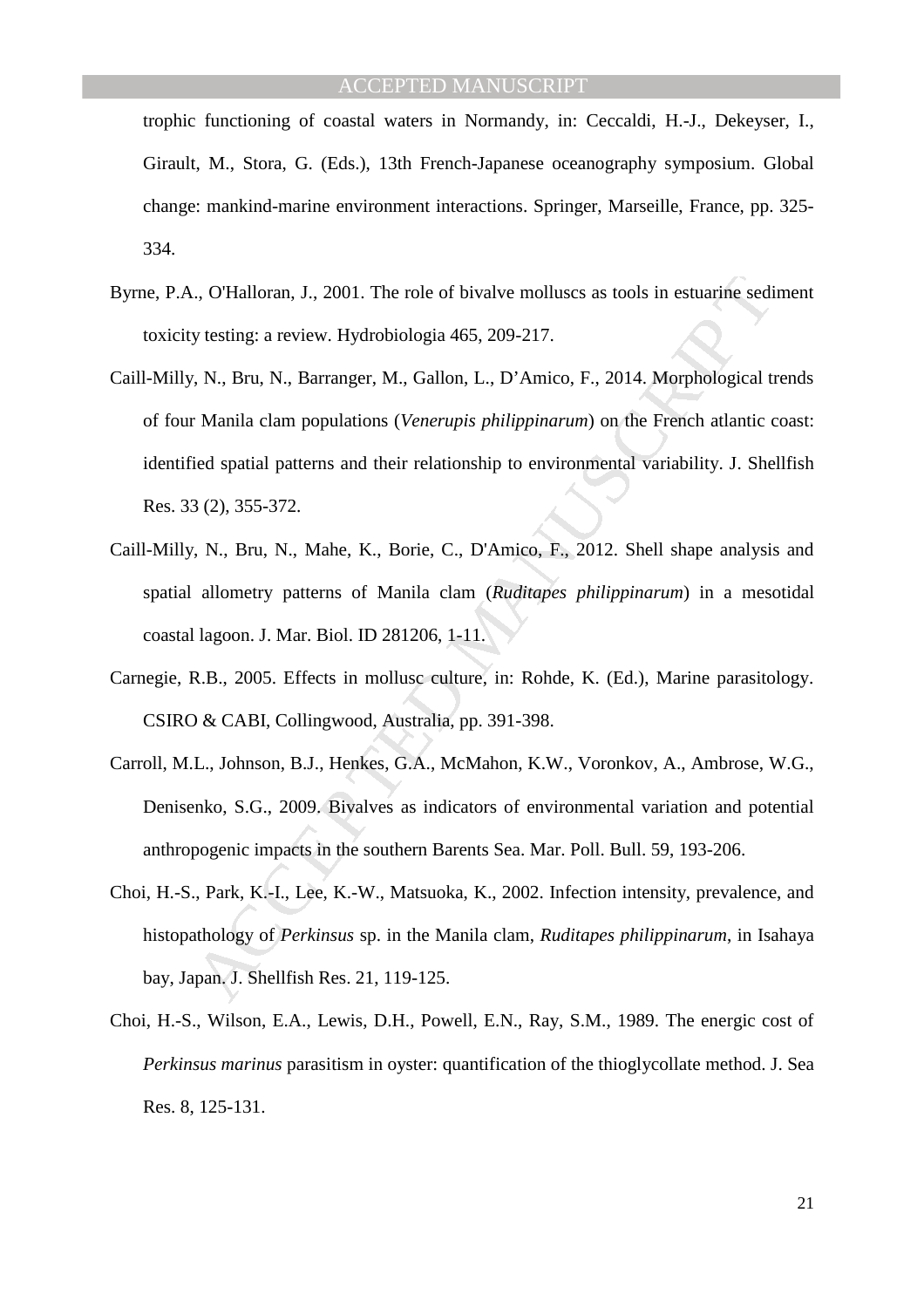trophic functioning of coastal waters in Normandy, in: Ceccaldi, H.-J., Dekeyser, I., Girault, M., Stora, G. (Eds.), 13th French-Japanese oceanography symposium. Global change: mankind-marine environment interactions. Springer, Marseille, France, pp. 325-334.

Byrne, P.A., O'Halloran, J., 2001. The role of bivalve molluscs as tools in estuarine sediment toxicity testing: a review. Hydrobiologia 465, 209-217.

Caill-Milly, N., Bru, N., Barranger, M., Gallon, L., D'Amico, F., 2014. Morphological trends of four Manila clam populations (*Venerupis philippinarum*) on the French atlantic coast: identified spatial patterns and their relationship to environmental variability. J. Shellfish Res. 33 (2), 355-372.

Caill-Milly, N., Bru, N., Mahe, K., Borie, C., D'Amico, F., 2012. Shell shape analysis and spatial allometry patterns of Manila clam (*Ruditapes philippinarum*) in a mesotidal coastal lagoon. J. Mar. Biol. ID 281206, 1-11.

Carnegie, R.B., 2005. Effects in mollusc culture, in: Rohde, K. (Ed.), Marine parasitology. CSIRO & CABI, Collingwood, Australia, pp. 391-398.

Carroll, M.L., Johnson, B.J., Henkes, G.A., McMahon, K.W., Voronkov, A., Ambrose, W.G., Denisenko, S.G., 2009. Bivalves as indicators of environmental variation and potential anthropogenic impacts in the southern Barents Sea. Mar. Poll. Bull. 59, 193-206.

Choi, H.-S., Park, K.-I., Lee, K.-W., Matsuoka, K., 2002. Infection intensity, prevalence, and histopathology of *Perkinsus* sp. in the Manila clam, *Ruditapes philippinarum*, in Isahaya bay, Japan. J. Shellfish Res. 21, 119-125.

Choi, H.-S., Wilson, E.A., Lewis, D.H., Powell, E.N., Ray, S.M., 1989. The energic cost of *Perkinsus marinus* parasitism in oyster: quantification of the thioglycollate method. J. Sea Res. 8, 125-131.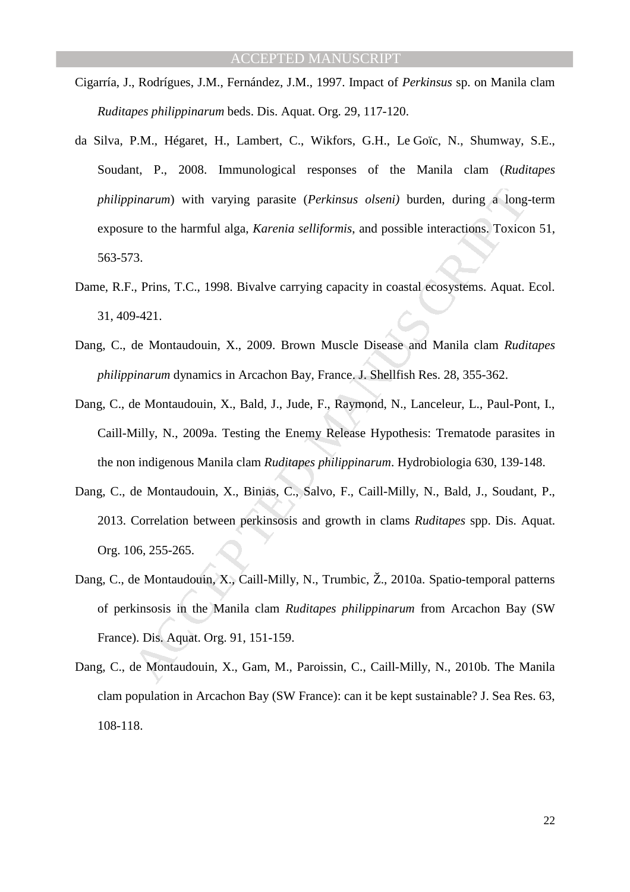Cigarría, J., Rodrígues, J.M., Fernández, J.M., 1997. Impact of *Perkinsus* sp. on Manila clam *Ruditapes philippinarum* beds. Dis. Aquat. Org. 29, 117-120.

da Silva, P.M., Hégaret, H., Lambert, C., Wikfors, G.H., Le Goïc, N., Shumway, S.E., Soudant, P., 2008. Immunological responses of the Manila clam (*Ruditapes philippinarum*) with varying parasite (*Perkinsus olseni)* burden, during a long-term exposure to the harmful alga, *Karenia selliformis*, and possible interactions. Toxicon 51, 563-573.

Dame, R.F., Prins, T.C., 1998. Bivalve carrying capacity in coastal ecosystems. Aquat. Ecol. 31, 409-421.

Dang, C., de Montaudouin, X., 2009. Brown Muscle Disease and Manila clam *Ruditapes philippinarum* dynamics in Arcachon Bay, France. J. Shellfish Res. 28, 355-362.

Dang, C., de Montaudouin, X., Bald, J., Jude, F., Raymond, N., Lanceleur, L., Paul-Pont, I., Caill-Milly, N., 2009a. Testing the Enemy Release Hypothesis: Trematode parasites in the non indigenous Manila clam *Ruditapes philippinarum*. Hydrobiologia 630, 139-148.

Dang, C., de Montaudouin, X., Binias, C., Salvo, F., Caill-Milly, N., Bald, J., Soudant, P., 2013. Correlation between perkinsosis and growth in clams *Ruditapes* spp. Dis. Aquat. Org. 106, 255-265.

Dang, C., de Montaudouin, X., Caill-Milly, N., Trumbic, Ž., 2010a. Spatio-temporal patterns of perkinsosis in the Manila clam *Ruditapes philippinarum* from Arcachon Bay (SW France). Dis. Aquat. Org. 91, 151-159.

Dang, C., de Montaudouin, X., Gam, M., Paroissin, C., Caill-Milly, N., 2010b. The Manila clam population in Arcachon Bay (SW France): can it be kept sustainable? J. Sea Res. 63, 108-118.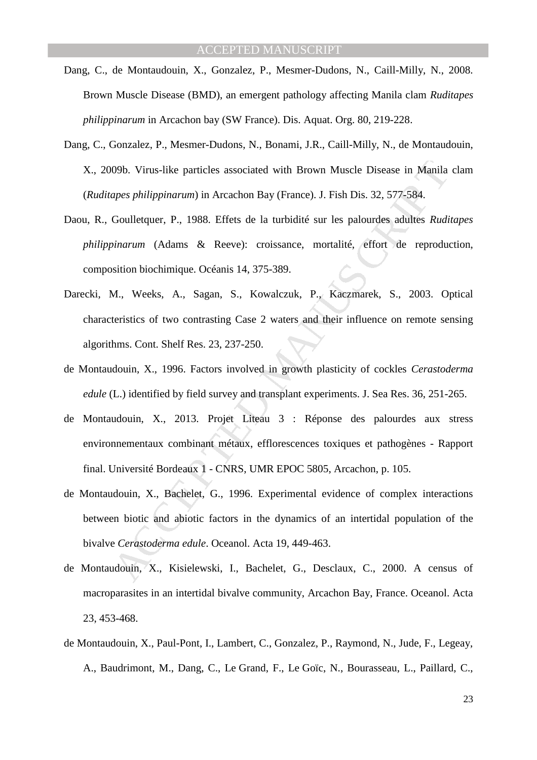Dang, C., de Montaudouin, X., Gonzalez, P., Mesmer-Dudons, N., Caill-Milly, N., 2008. Brown Muscle Disease (BMD), an emergent pathology affecting Manila clam *Ruditapes philippinarum* in Arcachon bay (SW France). Dis. Aquat. Org. 80, 219-228.

Dang, C., Gonzalez, P., Mesmer-Dudons, N., Bonami, J.R., Caill-Milly, N., de Montaudouin, X., 2009b. Virus-like particles associated with Brown Muscle Disease in Manila clam (*Ruditapes philippinarum*) in Arcachon Bay (France). J. Fish Dis. 32, 577-584.

Daou, R., Goulletquer, P., 1988. Effets de la turbidité sur les palourdes adultes *Ruditapes philippinarum* (Adams & Reeve): croissance, mortalité, effort de reproduction, composition biochimique. Océanis 14, 375-389.

Darecki, M., Weeks, A., Sagan, S., Kowalczuk, P., Kaczmarek, S., 2003. Optical characteristics of two contrasting Case 2 waters and their influence on remote sensing algorithms. Cont. Shelf Res. 23, 237-250.

de Montaudouin, X., 1996. Factors involved in growth plasticity of cockles *Cerastoderma edule* (L.) identified by field survey and transplant experiments. J. Sea Res. 36, 251-265.

de Montaudouin, X., 2013. Projet Liteau 3 : Réponse des palourdes aux stress environnementaux combinant métaux, efflorescences toxiques et pathogènes - Rapport final. Université Bordeaux 1 - CNRS, UMR EPOC 5805, Arcachon, p. 105.

de Montaudouin, X., Bachelet, G., 1996. Experimental evidence of complex interactions between biotic and abiotic factors in the dynamics of an intertidal population of the bivalve *Cerastoderma edule*. Oceanol. Acta 19, 449-463.

de Montaudouin, X., Kisielewski, I., Bachelet, G., Desclaux, C., 2000. A census of macroparasites in an intertidal bivalve community, Arcachon Bay, France. Oceanol. Acta 23, 453-468.

de Montaudouin, X., Paul-Pont, I., Lambert, C., Gonzalez, P., Raymond, N., Jude, F., Legeay, A., Baudrimont, M., Dang, C., Le Grand, F., Le Goïc, N., Bourasseau, L., Paillard, C.,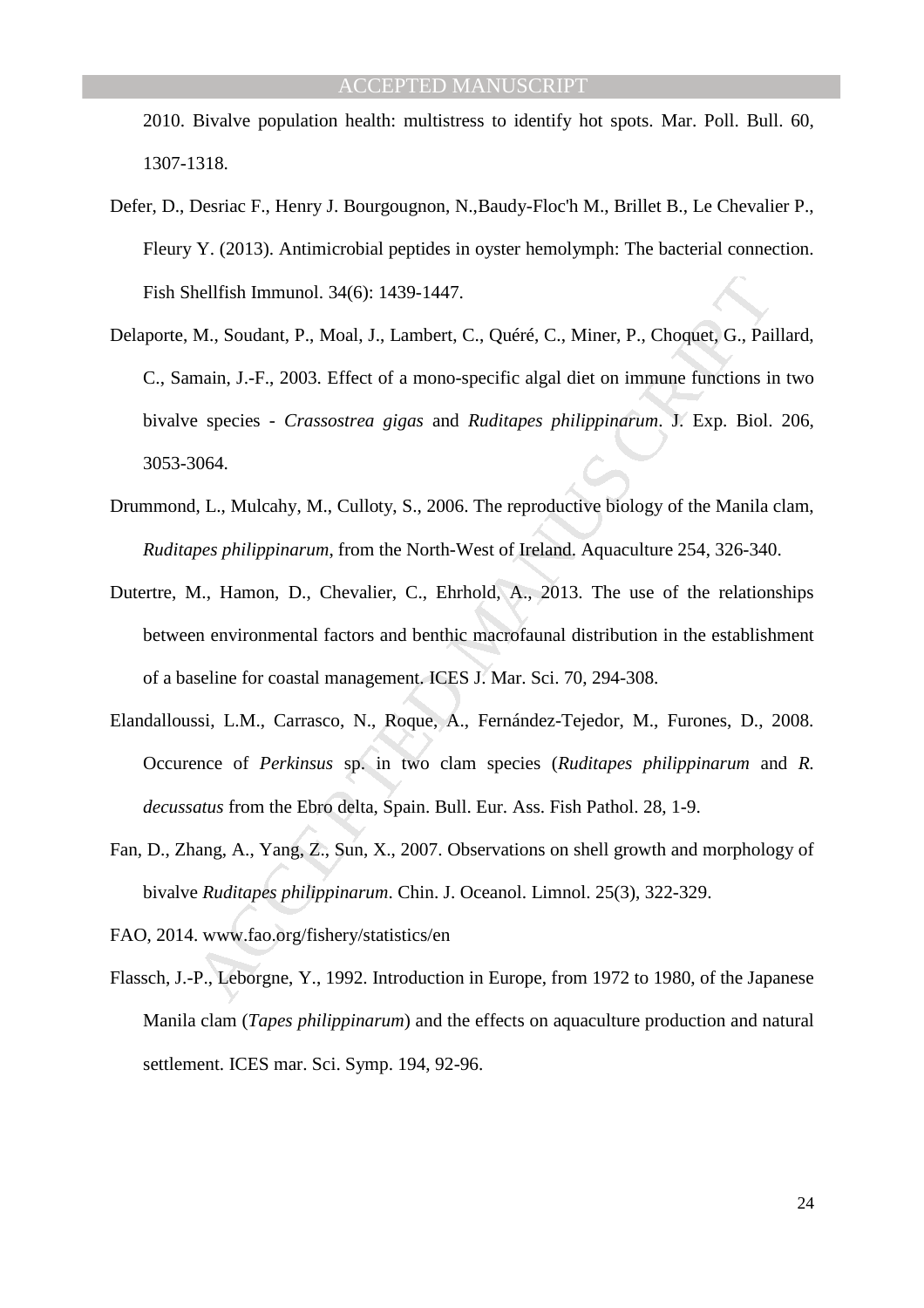2010. Bivalve population health: multistress to identify hot spots. Mar. Poll. Bull. 60, 1307-1318.

Defer, D., Desriac F., Henry J. Bourgougnon, N.,Baudy-Floc'h M., Brillet B., Le Chevalier P., Fleury Y. (2013). Antimicrobial peptides in oyster hemolymph: The bacterial connection. Fish Shellfish Immunol. 34(6): 1439-1447.

Delaporte, M., Soudant, P., Moal, J., Lambert, C., Quéré, C., Miner, P., Choquet, G., Paillard, C., Samain, J.-F., 2003. Effect of a mono-specific algal diet on immune functions in two bivalve species - *Crassostrea gigas* and *Ruditapes philippinarum*. J. Exp. Biol. 206, 3053-3064.

Drummond, L., Mulcahy, M., Culloty, S., 2006. The reproductive biology of the Manila clam, *Ruditapes philippinarum*, from the North-West of Ireland. Aquaculture 254, 326-340.

Dutertre, M., Hamon, D., Chevalier, C., Ehrhold, A., 2013. The use of the relationships between environmental factors and benthic macrofaunal distribution in the establishment of a baseline for coastal management. ICES J. Mar. Sci. 70, 294-308.

Elandalloussi, L.M., Carrasco, N., Roque, A., Fernández-Tejedor, M., Furones, D., 2008. Occurence of *Perkinsus* sp. in two clam species (*Ruditapes philippinarum* and *R. decussatus* from the Ebro delta, Spain. Bull. Eur. Ass. Fish Pathol. 28, 1-9.

Fan, D., Zhang, A., Yang, Z., Sun, X., 2007. Observations on shell growth and morphology of bivalve *Ruditapes philippinarum*. Chin. J. Oceanol. Limnol. 25(3), 322-329.

FAO, 2014. www.fao.org/fishery/statistics/en

Flassch, J.-P., Leborgne, Y., 1992. Introduction in Europe, from 1972 to 1980, of the Japanese Manila clam (*Tapes philippinarum*) and the effects on aquaculture production and natural settlement. ICES mar. Sci. Symp. 194, 92-96.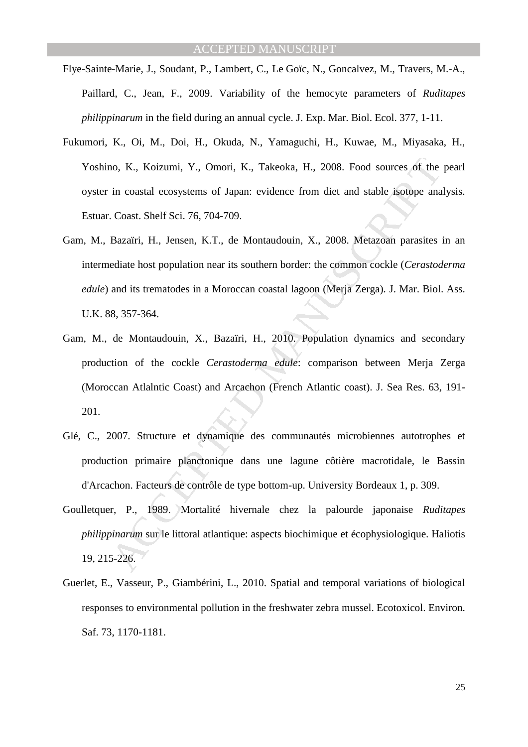Flye-Sainte-Marie, J., Soudant, P., Lambert, C., Le Goïc, N., Goncalvez, M., Travers, M.-A., Paillard, C., Jean, F., 2009. Variability of the hemocyte parameters of *Ruditapes philippinarum* in the field during an annual cycle. J. Exp. Mar. Biol. Ecol. 377, 1-11.

Fukumori, K., Oi, M., Doi, H., Okuda, N., Yamaguchi, H., Kuwae, M., Miyasaka, H., Yoshino, K., Koizumi, Y., Omori, K., Takeoka, H., 2008. Food sources of the pearl oyster in coastal ecosystems of Japan: evidence from diet and stable isotope analysis. Estuar. Coast. Shelf Sci. 76, 704-709.

Gam, M., Bazaïri, H., Jensen, K.T., de Montaudouin, X., 2008. Metazoan parasites in an intermediate host population near its southern border: the common cockle (*Cerastoderma edule*) and its trematodes in a Moroccan coastal lagoon (Merja Zerga). J. Mar. Biol. Ass. U.K. 88, 357-364.

Gam, M., de Montaudouin, X., Bazaïri, H., 2010. Population dynamics and secondary production of the cockle *Cerastoderma edule*: comparison between Merja Zerga (Moroccan Atlalntic Coast) and Arcachon (French Atlantic coast). J. Sea Res. 63, 191-201.

Glé, C., 2007. Structure et dynamique des communautés microbiennes autotrophes et production primaire planctonique dans une lagune côtière macrotidale, le Bassin d'Arcachon. Facteurs de contrôle de type bottom-up. University Bordeaux 1, p. 309.

Goulletquer, P., 1989. Mortalité hivernale chez la palourde japonaise *Ruditapes philippinarum* sur le littoral atlantique: aspects biochimique et écophysiologique. Haliotis 19, 215-226.

Guerlet, E., Vasseur, P., Giambérini, L., 2010. Spatial and temporal variations of biological responses to environmental pollution in the freshwater zebra mussel. Ecotoxicol. Environ. Saf. 73, 1170-1181.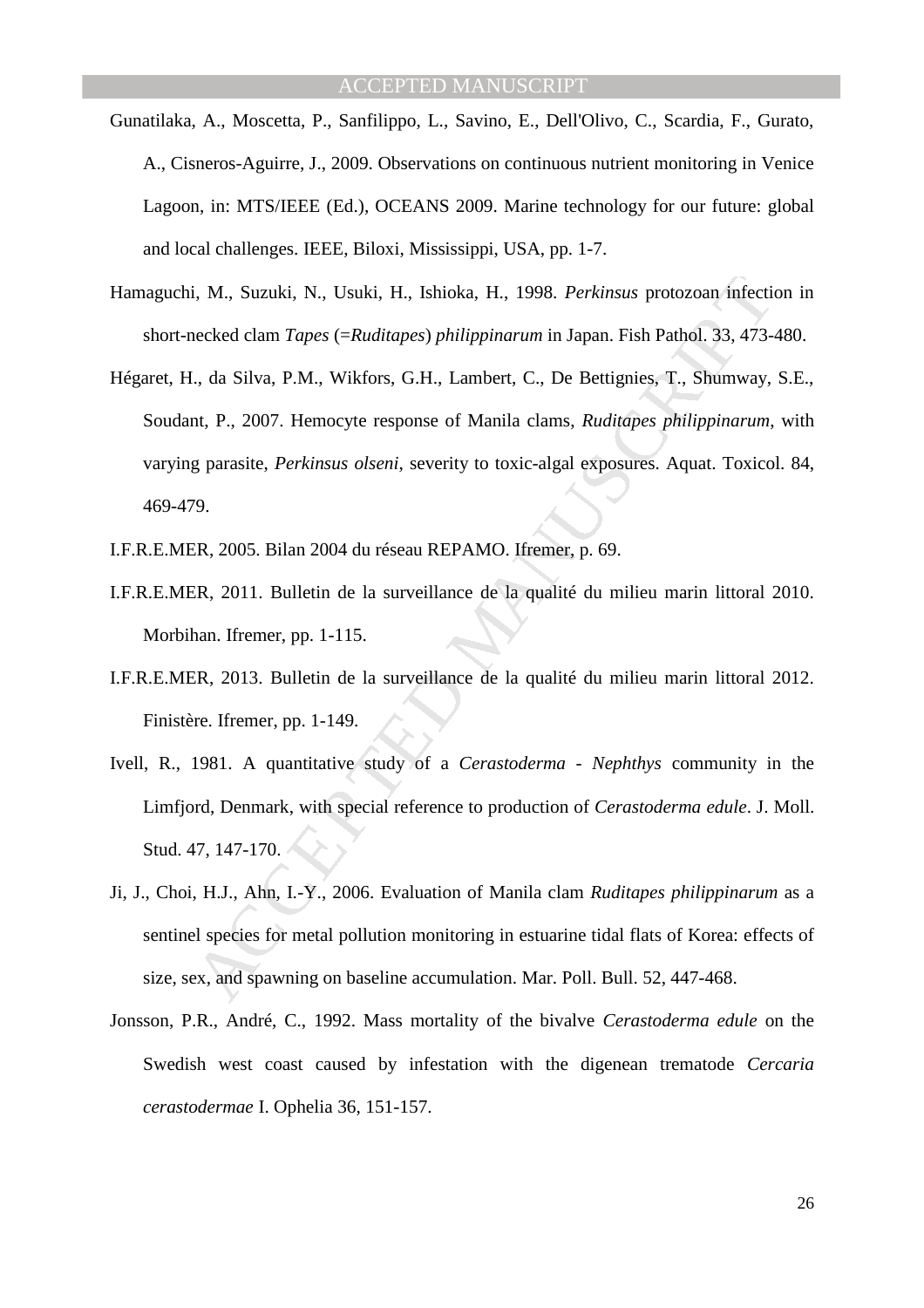Gunatilaka, A., Moscetta, P., Sanfilippo, L., Savino, E., Dell'Olivo, C., Scardia, F., Gurato, A., Cisneros-Aguirre, J., 2009. Observations on continuous nutrient monitoring in Venice Lagoon, in: MTS/IEEE (Ed.), OCEANS 2009. Marine technology for our future: global and local challenges. IEEE, Biloxi, Mississippi, USA, pp. 1-7.

Hamaguchi, M., Suzuki, N., Usuki, H., Ishioka, H., 1998. *Perkinsus* protozoan infection in short-necked clam *Tapes* (=*Ruditapes*) *philippinarum* in Japan. Fish Pathol. 33, 473-480.

Hégaret, H., da Silva, P.M., Wikfors, G.H., Lambert, C., De Bettignies, T., Shumway, S.E., Soudant, P., 2007. Hemocyte response of Manila clams, *Ruditapes philippinarum*, with varying parasite, *Perkinsus olseni*, severity to toxic-algal exposures. Aquat. Toxicol. 84, 469-479.

I.F.R.E.MER, 2005. Bilan 2004 du réseau REPAMO. Ifremer, p. 69.

I.F.R.E.MER, 2011. Bulletin de la surveillance de la qualité du milieu marin littoral 2010. Morbihan. Ifremer, pp. 1-115.

I.F.R.E.MER, 2013. Bulletin de la surveillance de la qualité du milieu marin littoral 2012. Finistère. Ifremer, pp. 1-149.

Ivell, R., 1981. A quantitative study of a *Cerastoderma* - *Nephthys* community in the Limfjord, Denmark, with special reference to production of *Cerastoderma edule*. J. Moll. Stud. 47, 147-170.

Ji, J., Choi, H.J., Ahn, I.-Y., 2006. Evaluation of Manila clam *Ruditapes philippinarum* as a sentinel species for metal pollution monitoring in estuarine tidal flats of Korea: effects of size, sex, and spawning on baseline accumulation. Mar. Poll. Bull. 52, 447-468.

Jonsson, P.R., André, C., 1992. Mass mortality of the bivalve *Cerastoderma edule* on the Swedish west coast caused by infestation with the digenean trematode *Cercaria cerastodermae* I. Ophelia 36, 151-157.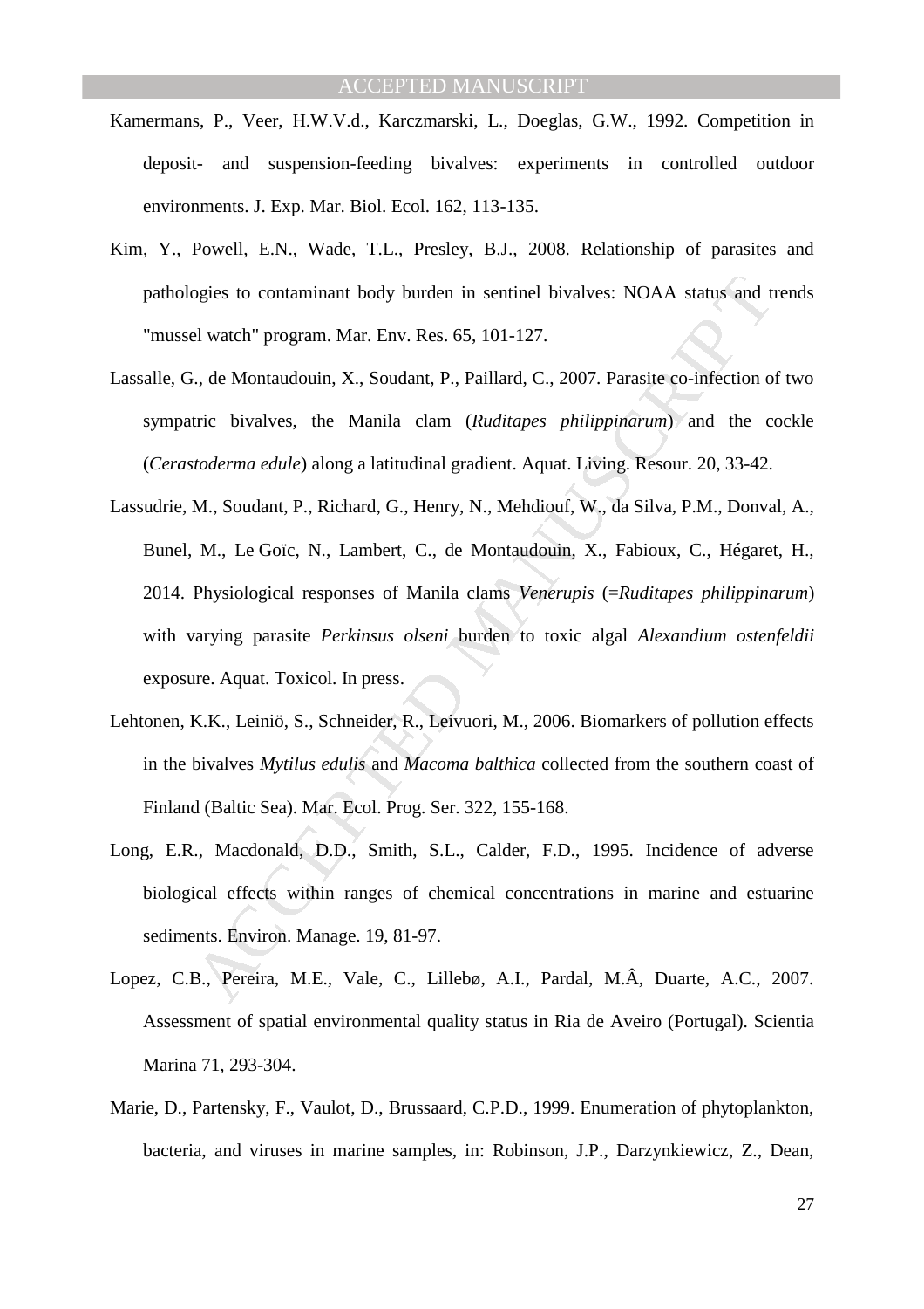Kamermans, P., Veer, H.W.V.d., Karczmarski, L., Doeglas, G.W., 1992. Competition in deposit- and suspension-feeding bivalves: experiments in controlled outdoor environments. J. Exp. Mar. Biol. Ecol. 162, 113-135.

Kim, Y., Powell, E.N., Wade, T.L., Presley, B.J., 2008. Relationship of parasites and pathologies to contaminant body burden in sentinel bivalves: NOAA status and trends "mussel watch" program. Mar. Env. Res. 65, 101-127.

Lassalle, G., de Montaudouin, X., Soudant, P., Paillard, C., 2007. Parasite co-infection of two sympatric bivalves, the Manila clam (*Ruditapes philippinarum*) and the cockle (*Cerastoderma edule*) along a latitudinal gradient. Aquat. Living. Resour. 20, 33-42.

Lassudrie, M., Soudant, P., Richard, G., Henry, N., Mehdiouf, W., da Silva, P.M., Donval, A., Bunel, M., Le Goïc, N., Lambert, C., de Montaudouin, X., Fabioux, C., Hégaret, H., 2014. Physiological responses of Manila clams *Venerupis* (=*Ruditapes philippinarum*) with varying parasite *Perkinsus olseni* burden to toxic algal *Alexandium ostenfeldii* exposure. Aquat. Toxicol. In press.

Lehtonen, K.K., Leiniö, S., Schneider, R., Leivuori, M., 2006. Biomarkers of pollution effects in the bivalves *Mytilus edulis* and *Macoma balthica* collected from the southern coast of Finland (Baltic Sea). Mar. Ecol. Prog. Ser. 322, 155-168.

Long, E.R., Macdonald, D.D., Smith, S.L., Calder, F.D., 1995. Incidence of adverse biological effects within ranges of chemical concentrations in marine and estuarine sediments. Environ. Manage. 19, 81-97.

Lopez, C.B., Pereira, M.E., Vale, C., Lillebø, A.I., Pardal, M.Â, Duarte, A.C., 2007. Assessment of spatial environmental quality status in Ria de Aveiro (Portugal). Scientia Marina 71, 293-304.

Marie, D., Partensky, F., Vaulot, D., Brussaard, C.P.D., 1999. Enumeration of phytoplankton, bacteria, and viruses in marine samples, in: Robinson, J.P., Darzynkiewicz, Z., Dean,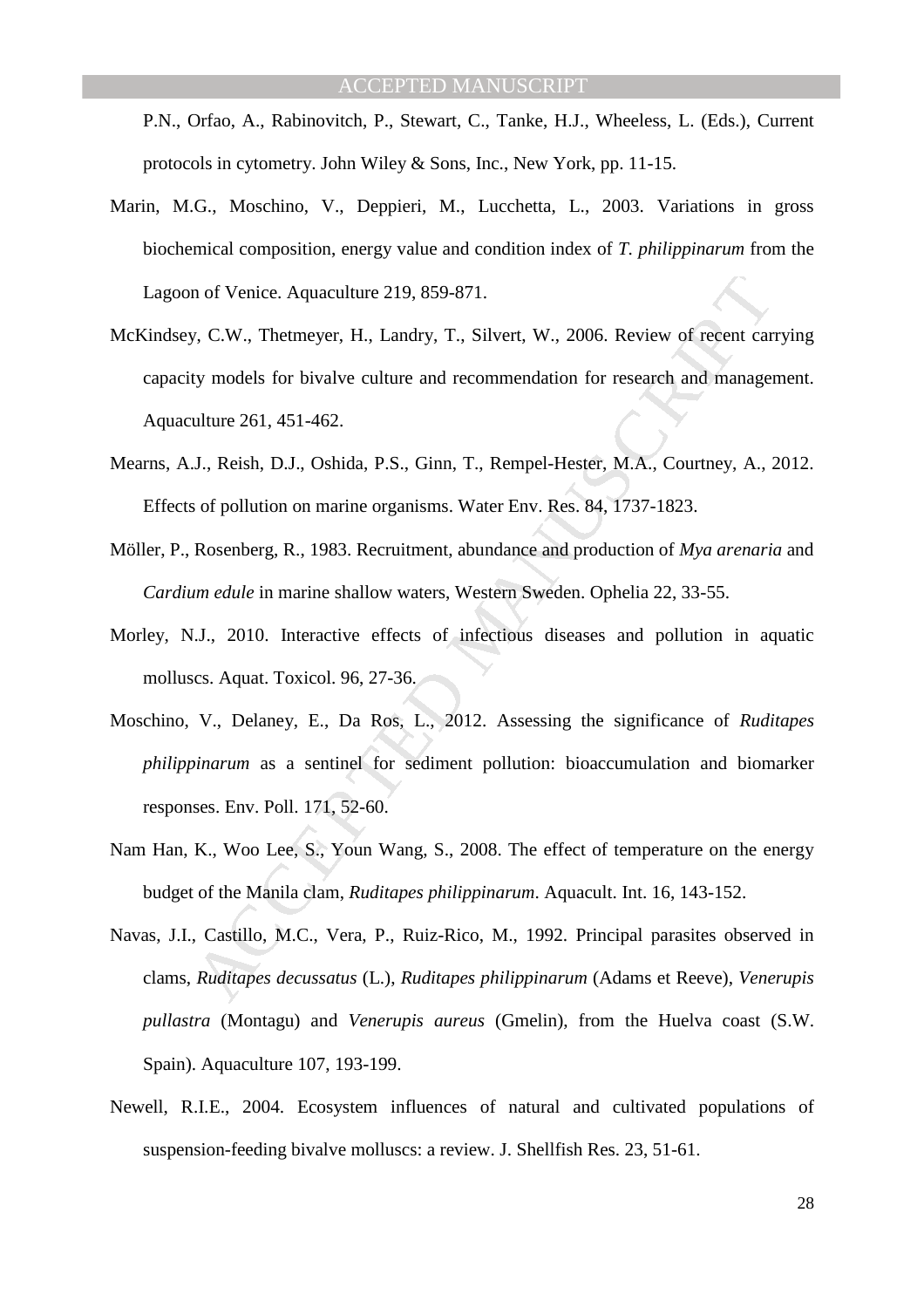P.N., Orfao, A., Rabinovitch, P., Stewart, C., Tanke, H.J., Wheeless, L. (Eds.), Current protocols in cytometry. John Wiley & Sons, Inc., New York, pp. 11-15.

Marin, M.G., Moschino, V., Deppieri, M., Lucchetta, L., 2003. Variations in gross biochemical composition, energy value and condition index of *T. philippinarum* from the Lagoon of Venice. Aquaculture 219, 859-871.

McKindsey, C.W., Thetmeyer, H., Landry, T., Silvert, W., 2006. Review of recent carrying capacity models for bivalve culture and recommendation for research and management. Aquaculture 261, 451-462.

Mearns, A.J., Reish, D.J., Oshida, P.S., Ginn, T., Rempel-Hester, M.A., Courtney, A., 2012. Effects of pollution on marine organisms. Water Env. Res. 84, 1737-1823.

Möller, P., Rosenberg, R., 1983. Recruitment, abundance and production of *Mya arenaria* and *Cardium edule* in marine shallow waters, Western Sweden. Ophelia 22, 33-55.

Morley, N.J., 2010. Interactive effects of infectious diseases and pollution in aquatic molluscs. Aquat. Toxicol. 96, 27-36.

Moschino, V., Delaney, E., Da Ros, L., 2012. Assessing the significance of *Ruditapes philippinarum* as a sentinel for sediment pollution: bioaccumulation and biomarker responses. Env. Poll. 171, 52-60.

Nam Han, K., Woo Lee, S., Youn Wang, S., 2008. The effect of temperature on the energy budget of the Manila clam, *Ruditapes philippinarum*. Aquacult. Int. 16, 143-152.

Navas, J.I., Castillo, M.C., Vera, P., Ruiz-Rico, M., 1992. Principal parasites observed in clams, *Ruditapes decussatus* (L.), *Ruditapes philippinarum* (Adams et Reeve), *Venerupis pullastra* (Montagu) and *Venerupis aureus* (Gmelin), from the Huelva coast (S.W. Spain). Aquaculture 107, 193-199.

Newell, R.I.E., 2004. Ecosystem influences of natural and cultivated populations of suspension-feeding bivalve molluscs: a review. J. Shellfish Res. 23, 51-61.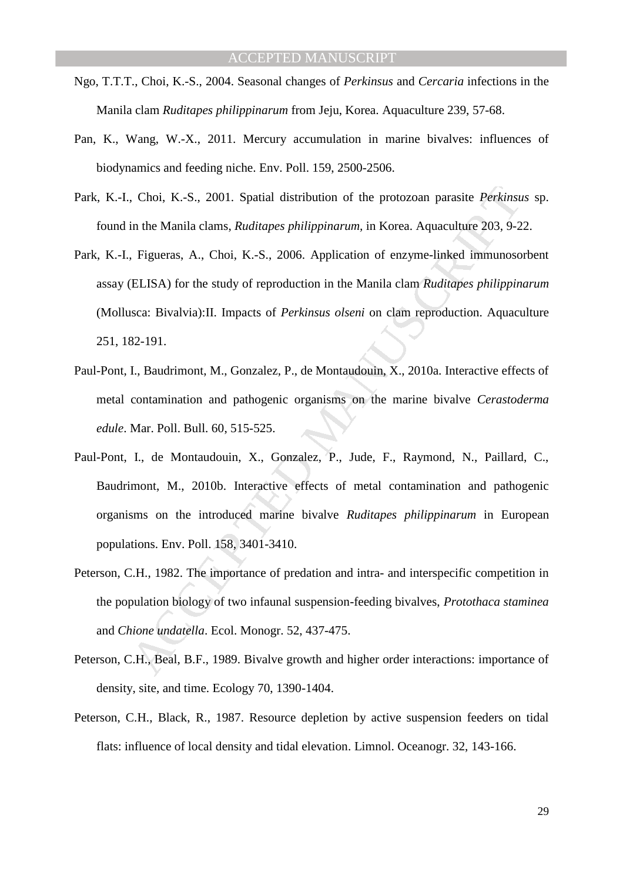Ngo, T.T.T., Choi, K.-S., 2004. Seasonal changes of *Perkinsus* and *Cercaria* infections in the Manila clam *Ruditapes philippinarum* from Jeju, Korea. Aquaculture 239, 57-68.

Pan, K., Wang, W.-X., 2011. Mercury accumulation in marine bivalves: influences of biodynamics and feeding niche. Env. Poll. 159, 2500-2506.

Park, K.-I., Choi, K.-S., 2001. Spatial distribution of the protozoan parasite *Perkinsus* sp. found in the Manila clams, *Ruditapes philippinarum*, in Korea. Aquaculture 203, 9-22.

Park, K.-I., Figueras, A., Choi, K.-S., 2006. Application of enzyme-linked immunosorbent assay (ELISA) for the study of reproduction in the Manila clam *Ruditapes philippinarum* (Mollusca: Bivalvia):II. Impacts of *Perkinsus olseni* on clam reproduction. Aquaculture 251, 182-191.

Paul-Pont, I., Baudrimont, M., Gonzalez, P., de Montaudouin, X., 2010a. Interactive effects of metal contamination and pathogenic organisms on the marine bivalve *Cerastoderma edule*. Mar. Poll. Bull. 60, 515-525.

Paul-Pont, I., de Montaudouin, X., Gonzalez, P., Jude, F., Raymond, N., Paillard, C., Baudrimont, M., 2010b. Interactive effects of metal contamination and pathogenic organisms on the introduced marine bivalve *Ruditapes philippinarum* in European populations. Env. Poll. 158, 3401-3410.

Peterson, C.H., 1982. The importance of predation and intra- and interspecific competition in the population biology of two infaunal suspension-feeding bivalves, *Protothaca staminea* and *Chione undatella*. Ecol. Monogr. 52, 437-475.

Peterson, C.H., Beal, B.F., 1989. Bivalve growth and higher order interactions: importance of density, site, and time. Ecology 70, 1390-1404.

Peterson, C.H., Black, R., 1987. Resource depletion by active suspension feeders on tidal flats: influence of local density and tidal elevation. Limnol. Oceanogr. 32, 143-166.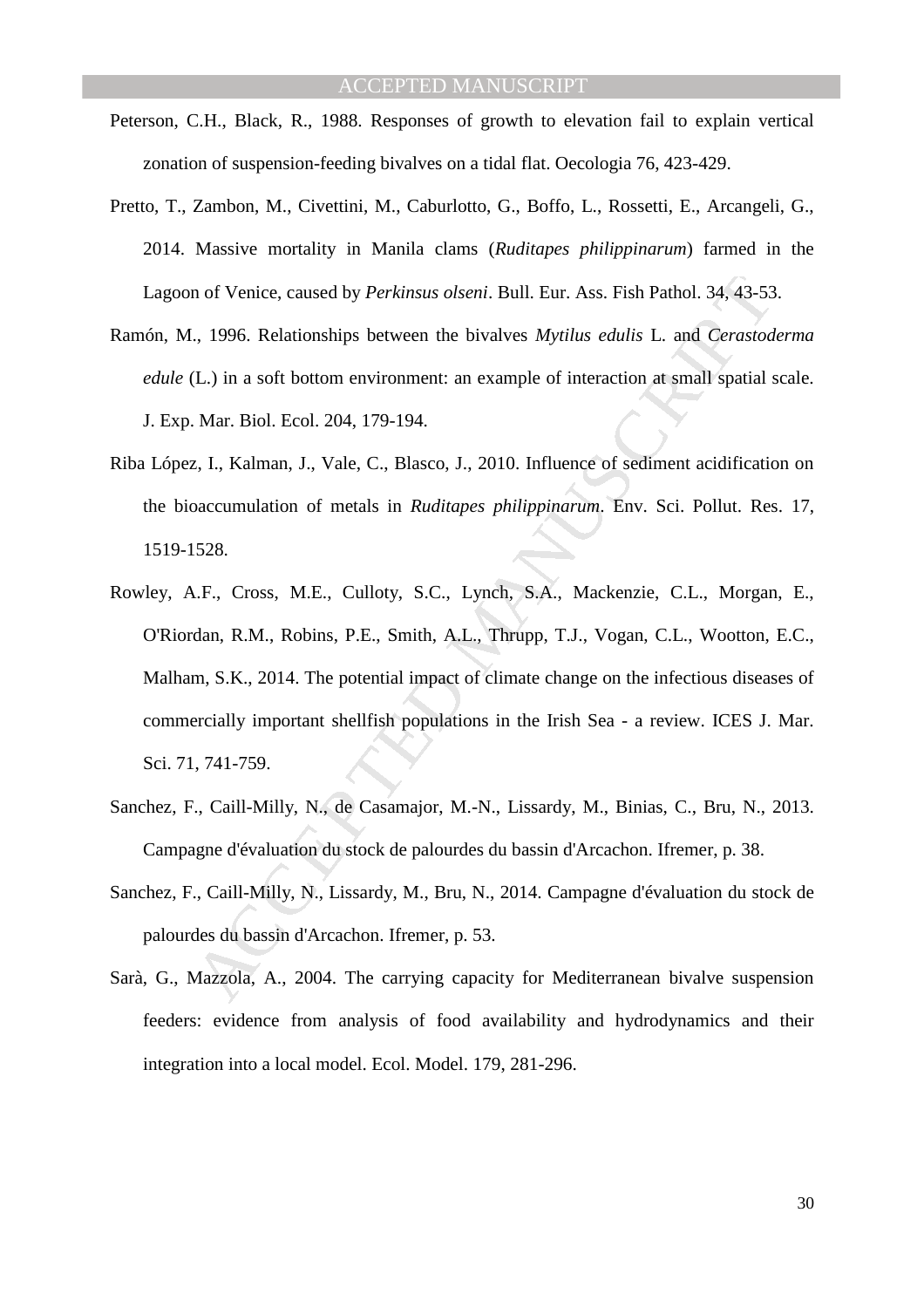Peterson, C.H., Black, R., 1988. Responses of growth to elevation fail to explain vertical zonation of suspension-feeding bivalves on a tidal flat. Oecologia 76, 423-429.

Pretto, T., Zambon, M., Civettini, M., Caburlotto, G., Boffo, L., Rossetti, E., Arcangeli, G., 2014. Massive mortality in Manila clams (*Ruditapes philippinarum*) farmed in the Lagoon of Venice, caused by *Perkinsus olseni*. Bull. Eur. Ass. Fish Pathol. 34, 43-53.

Ramón, M., 1996. Relationships between the bivalves *Mytilus edulis* L. and *Cerastoderma edule* (L.) in a soft bottom environment: an example of interaction at small spatial scale. J. Exp. Mar. Biol. Ecol. 204, 179-194.

Riba López, I., Kalman, J., Vale, C., Blasco, J., 2010. Influence of sediment acidification on the bioaccumulation of metals in *Ruditapes philippinarum*. Env. Sci. Pollut. Res. 17, 1519-1528.

Rowley, A.F., Cross, M.E., Culloty, S.C., Lynch, S.A., Mackenzie, C.L., Morgan, E., O'Riordan, R.M., Robins, P.E., Smith, A.L., Thrupp, T.J., Vogan, C.L., Wootton, E.C., Malham, S.K., 2014. The potential impact of climate change on the infectious diseases of commercially important shellfish populations in the Irish Sea - a review. ICES J. Mar. Sci. 71, 741-759.

Sanchez, F., Caill-Milly, N., de Casamajor, M.-N., Lissardy, M., Binias, C., Bru, N., 2013. Campagne d'évaluation du stock de palourdes du bassin d'Arcachon. Ifremer, p. 38.

Sanchez, F., Caill-Milly, N., Lissardy, M., Bru, N., 2014. Campagne d'évaluation du stock de palourdes du bassin d'Arcachon. Ifremer, p. 53.

Sarà, G., Mazzola, A., 2004. The carrying capacity for Mediterranean bivalve suspension feeders: evidence from analysis of food availability and hydrodynamics and their integration into a local model. Ecol. Model. 179, 281-296.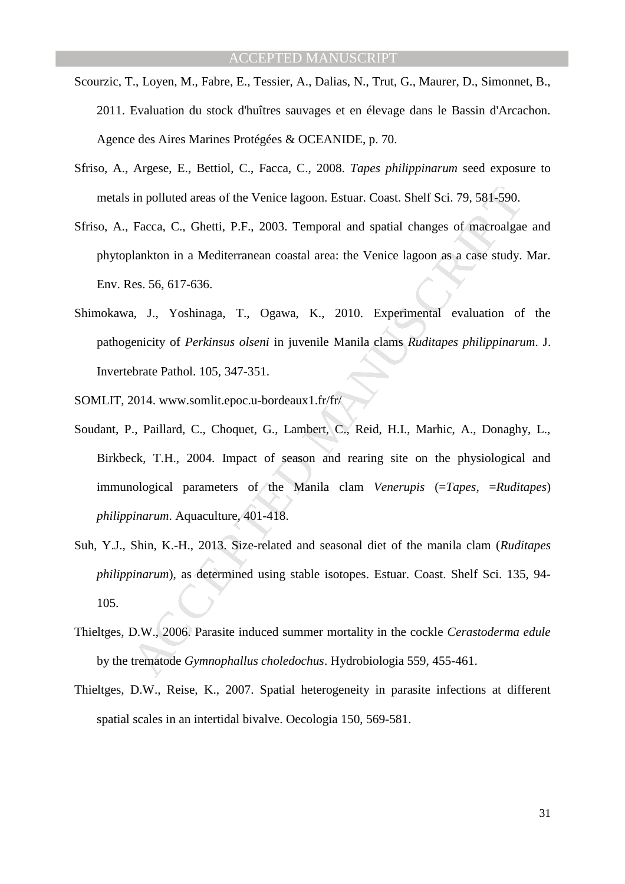Scourzic, T., Loyen, M., Fabre, E., Tessier, A., Dalias, N., Trut, G., Maurer, D., Simonnet, B., 2011. Evaluation du stock d'huîtres sauvages et en élevage dans le Bassin d'Arcachon. Agence des Aires Marines Protégées & OCEANIDE, p. 70.

Sfriso, A., Argese, E., Bettiol, C., Facca, C., 2008. *Tapes philippinarum* seed exposure to metals in polluted areas of the Venice lagoon. Estuar. Coast. Shelf Sci. 79, 581-590.

Sfriso, A., Facca, C., Ghetti, P.F., 2003. Temporal and spatial changes of macroalgae and phytoplankton in a Mediterranean coastal area: the Venice lagoon as a case study. Mar. Env. Res. 56, 617-636.

Shimokawa, J., Yoshinaga, T., Ogawa, K., 2010. Experimental evaluation of the pathogenicity of *Perkinsus olseni* in juvenile Manila clams *Ruditapes philippinarum*. J. Invertebrate Pathol. 105, 347-351.

SOMLIT, 2014. www.somlit.epoc.u-bordeaux1.fr/fr/

Soudant, P., Paillard, C., Choquet, G., Lambert, C., Reid, H.I., Marhic, A., Donaghy, L., Birkbeck, T.H., 2004. Impact of season and rearing site on the physiological and immunological parameters of the Manila clam *Venerupis* (=*Tapes*, =*Ruditapes*) *philippinarum*. Aquaculture, 401-418.

Suh, Y.J., Shin, K.-H., 2013. Size-related and seasonal diet of the manila clam (*Ruditapes philippinarum*), as determined using stable isotopes. Estuar. Coast. Shelf Sci. 135, 94-105.

Thieltges, D.W., 2006. Parasite induced summer mortality in the cockle *Cerastoderma edule* by the trematode *Gymnophallus choledochus*. Hydrobiologia 559, 455-461.

Thieltges, D.W., Reise, K., 2007. Spatial heterogeneity in parasite infections at different spatial scales in an intertidal bivalve. Oecologia 150, 569-581.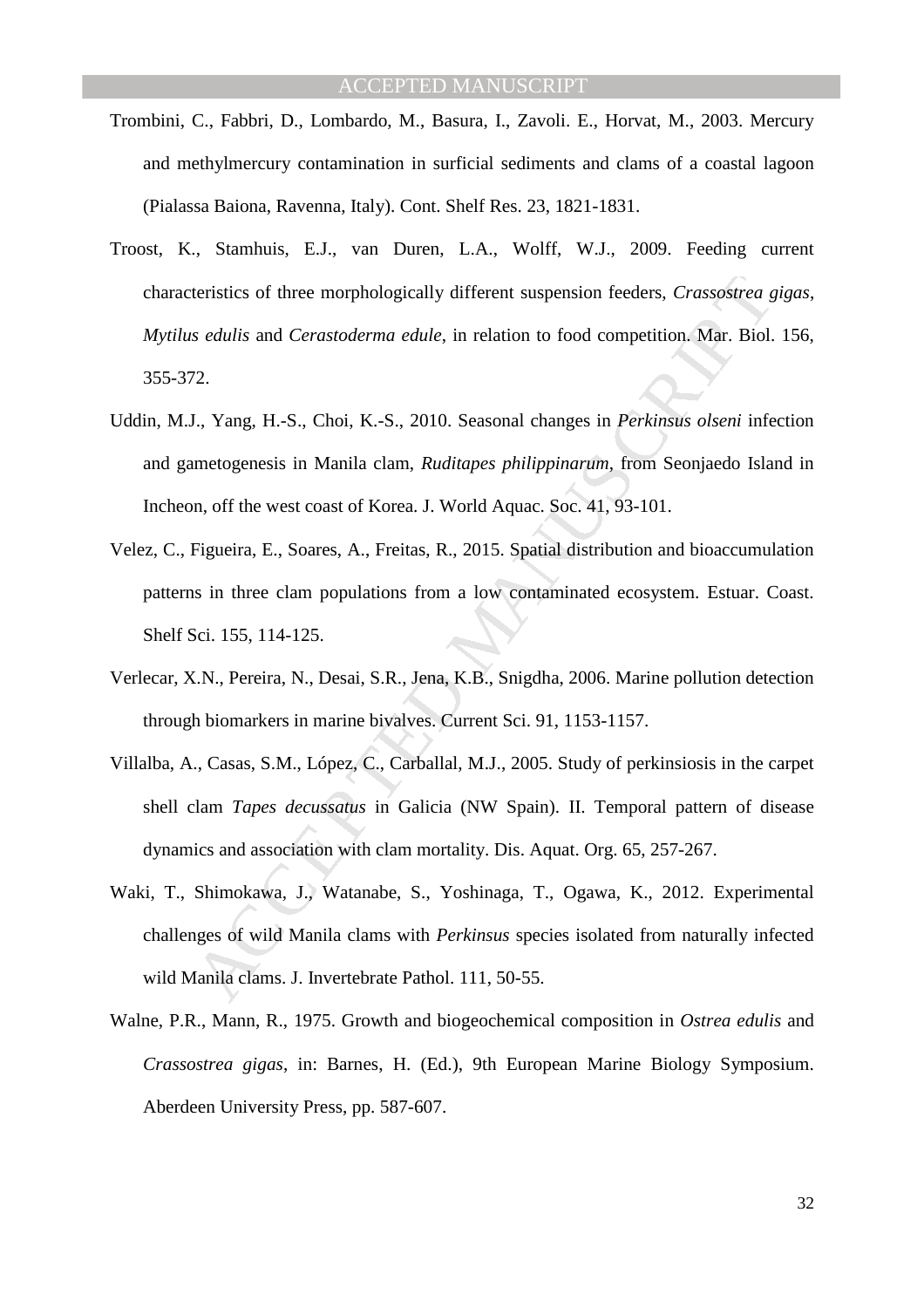Trombini, C., Fabbri, D., Lombardo, M., Basura, I., Zavoli. E., Horvat, M., 2003. Mercury and methylmercury contamination in surficial sediments and clams of a coastal lagoon (Pialassa Baiona, Ravenna, Italy). Cont. Shelf Res. 23, 1821-1831.

Troost, K., Stamhuis, E.J., van Duren, L.A., Wolff, W.J., 2009. Feeding current characteristics of three morphologically different suspension feeders, *Crassostrea gigas*, *Mytilus edulis* and *Cerastoderma edule*, in relation to food competition. Mar. Biol. 156, 355-372.

Uddin, M.J., Yang, H.-S., Choi, K.-S., 2010. Seasonal changes in *Perkinsus olseni* infection and gametogenesis in Manila clam, *Ruditapes philippinarum*, from Seonjaedo Island in Incheon, off the west coast of Korea. J. World Aquac. Soc. 41, 93-101.

Velez, C., Figueira, E., Soares, A., Freitas, R., 2015. Spatial distribution and bioaccumulation patterns in three clam populations from a low contaminated ecosystem. Estuar. Coast. Shelf Sci. 155, 114-125.

Verlecar, X.N., Pereira, N., Desai, S.R., Jena, K.B., Snigdha, 2006. Marine pollution detection through biomarkers in marine bivalves. Current Sci. 91, 1153-1157.

Villalba, A., Casas, S.M., López, C., Carballal, M.J., 2005. Study of perkinsiosis in the carpet shell clam *Tapes decussatus* in Galicia (NW Spain). II. Temporal pattern of disease dynamics and association with clam mortality. Dis. Aquat. Org. 65, 257-267.

Waki, T., Shimokawa, J., Watanabe, S., Yoshinaga, T., Ogawa, K., 2012. Experimental challenges of wild Manila clams with *Perkinsus* species isolated from naturally infected wild Manila clams. J. Invertebrate Pathol. 111, 50-55.

Walne, P.R., Mann, R., 1975. Growth and biogeochemical composition in *Ostrea edulis* and *Crassostrea gigas*, in: Barnes, H. (Ed.), 9th European Marine Biology Symposium. Aberdeen University Press, pp. 587-607.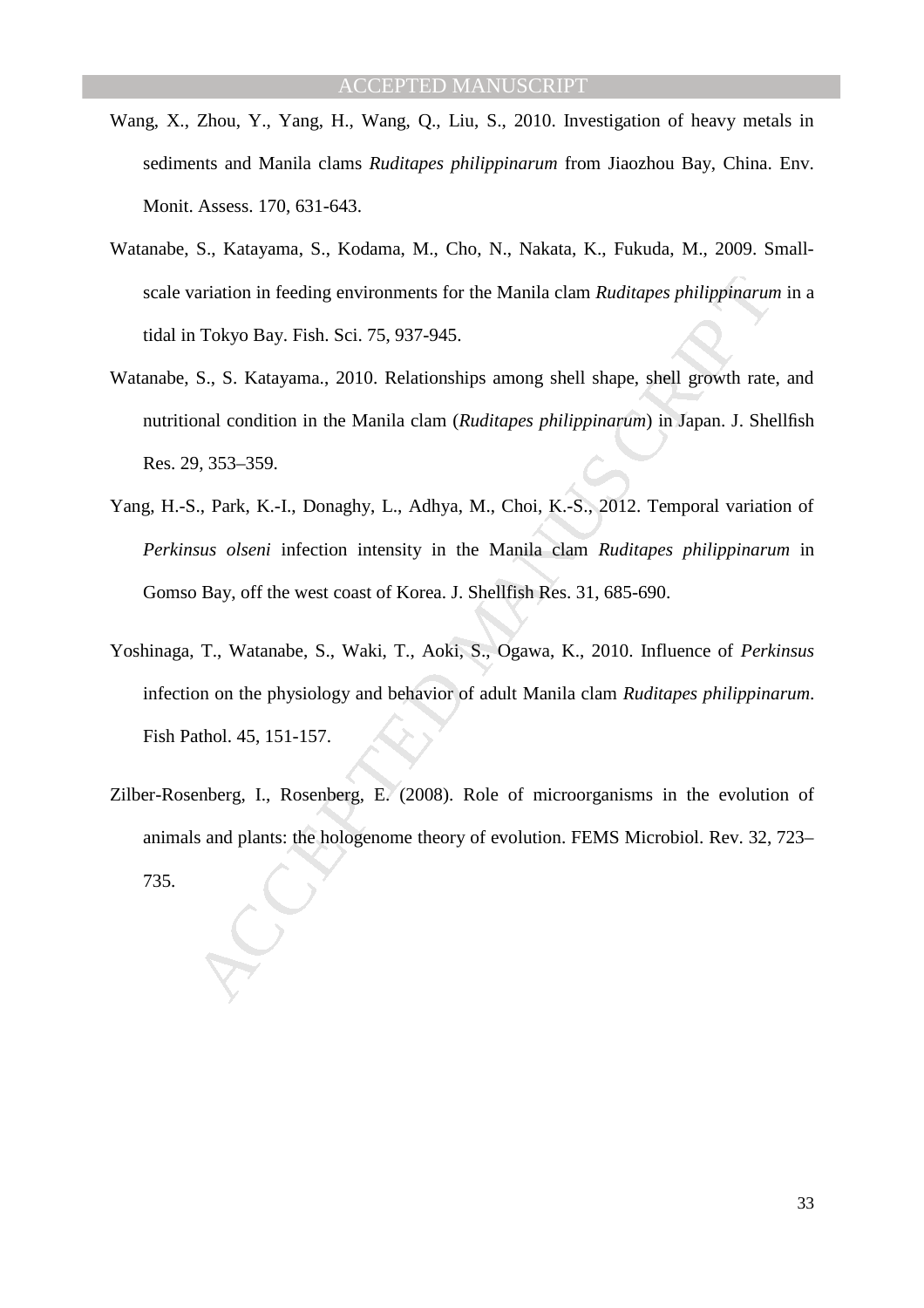Wang, X., Zhou, Y., Yang, H., Wang, Q., Liu, S., 2010. Investigation of heavy metals in sediments and Manila clams *Ruditapes philippinarum* from Jiaozhou Bay, China. Env. Monit. Assess. 170, 631-643.

Watanabe, S., Katayama, S., Kodama, M., Cho, N., Nakata, K., Fukuda, M., 2009. Small-scale variation in feeding environments for the Manila clam *Ruditapes philippinarum* in a tidal in Tokyo Bay. Fish. Sci. 75, 937-945.

Watanabe, S., S. Katayama., 2010. Relationships among shell shape, shell growth rate, and nutritional condition in the Manila clam (*Ruditapes philippinarum*) in Japan. J. Shellfish Res. 29, 353–359.

Yang, H.-S., Park, K.-I., Donaghy, L., Adhya, M., Choi, K.-S., 2012. Temporal variation of *Perkinsus olseni* infection intensity in the Manila clam *Ruditapes philippinarum* in Gomso Bay, off the west coast of Korea. J. Shellfish Res. 31, 685-690.

Yoshinaga, T., Watanabe, S., Waki, T., Aoki, S., Ogawa, K., 2010. Influence of *Perkinsus* infection on the physiology and behavior of adult Manila clam *Ruditapes philippinarum*. Fish Pathol. 45, 151-157.

Zilber-Rosenberg, I., Rosenberg, E. (2008). Role of microorganisms in the evolution of animals and plants: the hologenome theory of evolution. FEMS Microbiol. Rev. 32, 723–735.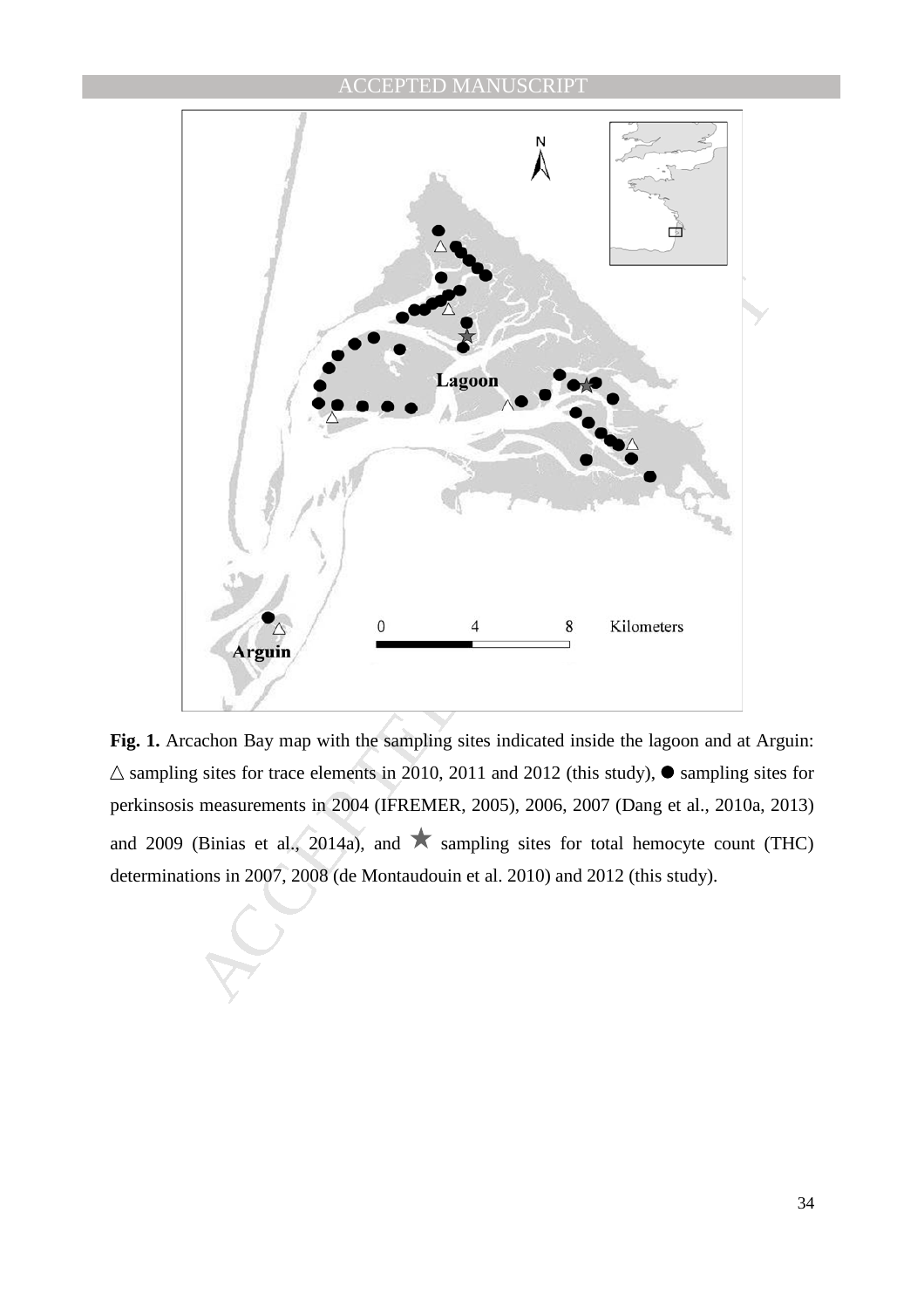**Fig. 1.** Arcachon Bay map with the sampling sites indicated inside the lagoon and at Arguin: △ sampling sites for trace elements in 2010, 2011 and 2012 (this study), ● sampling sites for perkinsosis measurements in 2004 (IFREMER, 2005), 2006, 2007 (Dang et al., 2010a, 2013) and 2009 (Binias et al., 2014a), and ★ sampling sites for total hemocyte count (THC) determinations in 2007, 2008 (de Montaudouin et al. 2010) and 2012 (this study).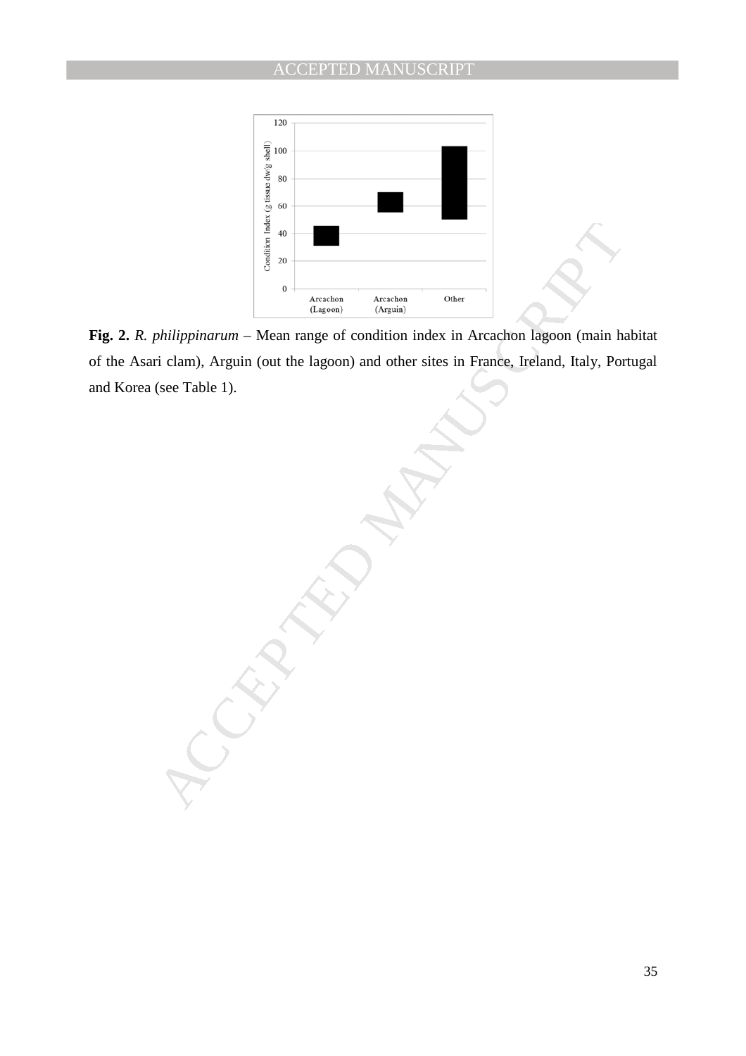**Fig. 2.** *R. philippinarum* – Mean range of condition index in Arcachon lagoon (main habitat of the Asari clam), Arguin (out the lagoon) and other sites in France, Ireland, Italy, Portugal and Korea (see Table 1).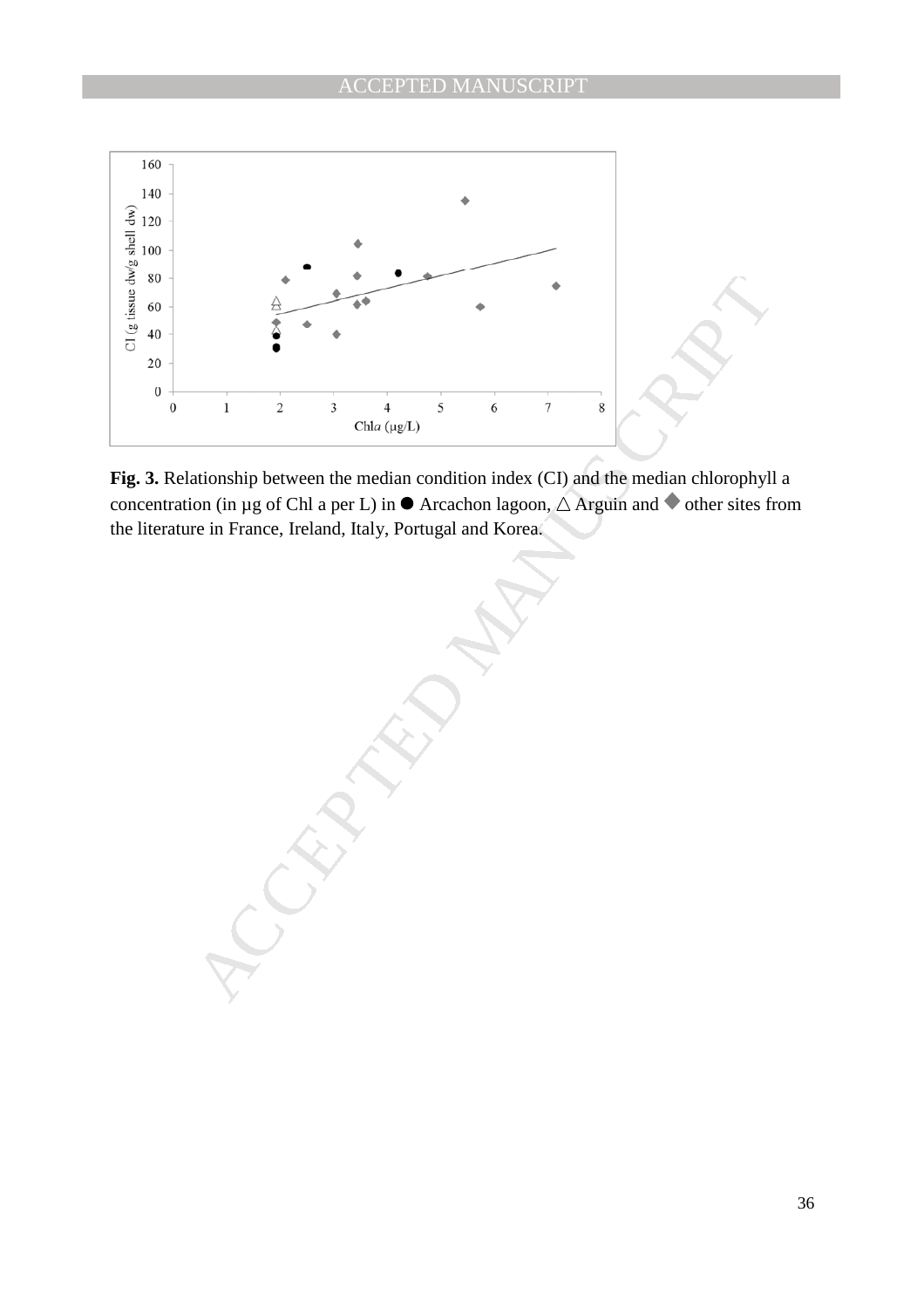**Fig. 3.** Relationship between the median condition index (CI) and the median chlorophyll a concentration (in µg of Chl a per L) in ● Arcachon lagoon, △ Arguin and ◆ other sites from the literature in France, Ireland, Italy, Portugal and Korea.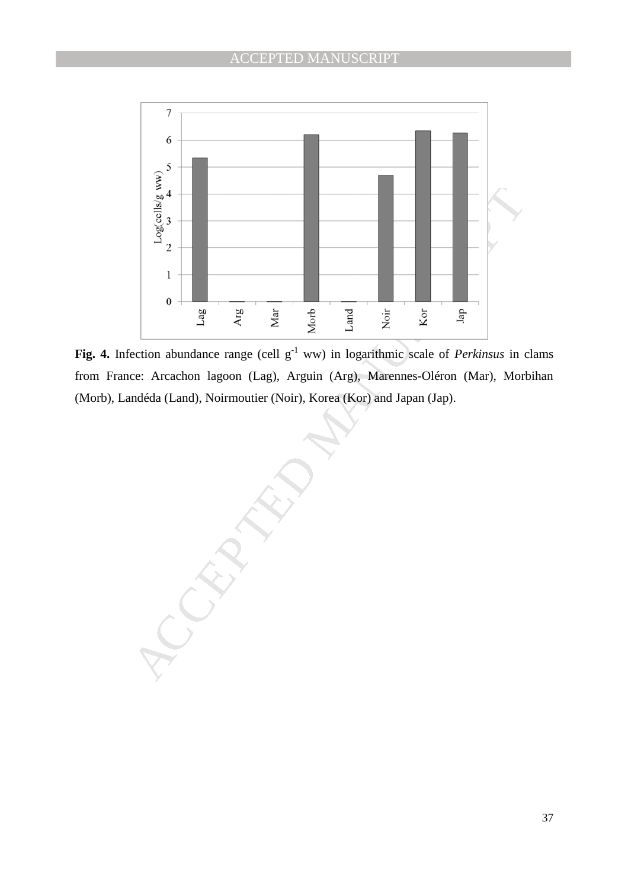**Fig. 4.** Infection abundance range (cell $g^{-1}$ ww) in logarithmic scale of *Perkinsus* in clams from France: Arcachon lagoon (Lag), Arguin (Arg), Marennes-Oléron (Mar), Morbihan (Morb), Landéda (Land), Noirmoutier (Noir), Korea (Kor) and Japan (Jap).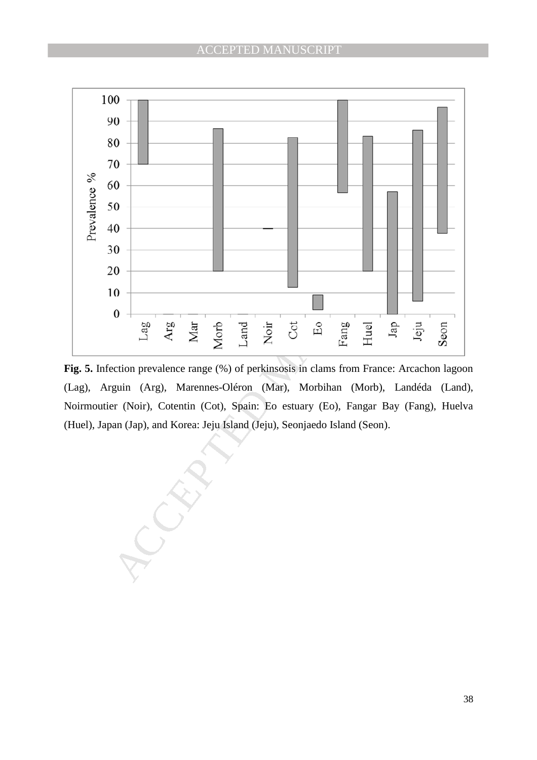**Fig. 5.** Infection prevalence range (%) of perkinsosis in clams from France: Arcachon lagoon (Lag), Arguin (Arg), Marennes-Oléron (Mar), Morbihan (Morb), Landéda (Land), Noirmoutier (Noir), Cotentin (Cot), Spain: Eo estuary (Eo), Fangar Bay (Fang), Huelva (Huel), Japan (Jap), and Korea: Jeju Island (Jeju), Seonjaedo Island (Seon).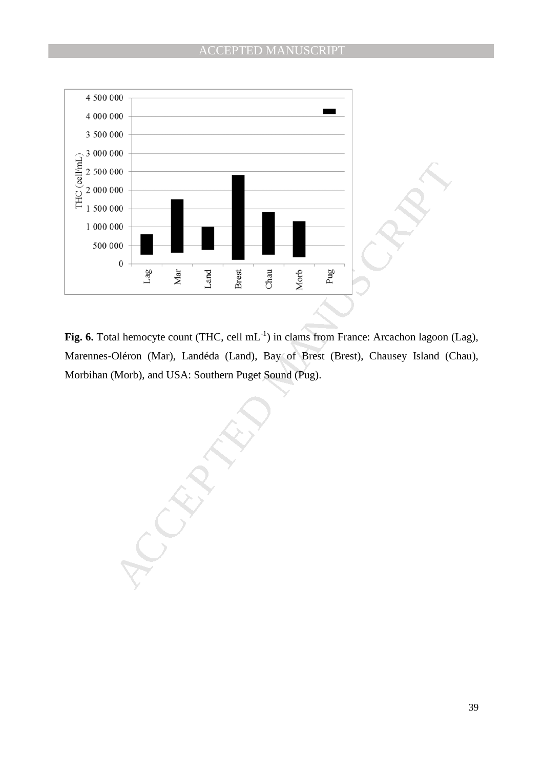**Fig. 6.** Total hemocyte count (THC, cell $mL^{-1}$) in clams from France: Arcachon lagoon (Lag), Marennes-Oléron (Mar), Landéda (Land), Bay of Brest (Brest), Chausey Island (Chau), Morbihan (Morb), and USA: Southern Puget Sound (Pug).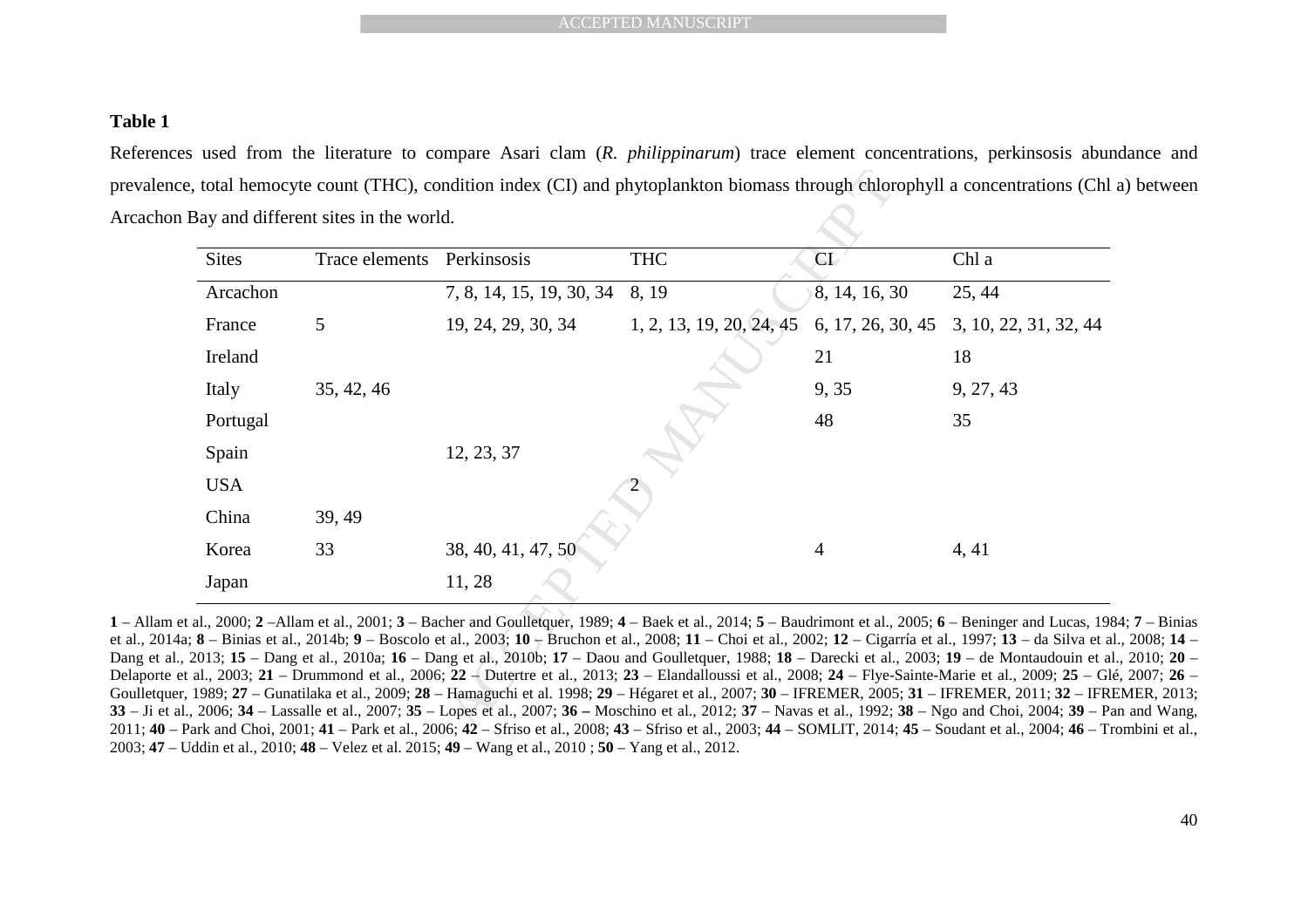**Table 1**

References used from the literature to compare Asari clam (*R. philippinarum*) trace element concentrations, perkinsosis abundance and prevalence, total hemocyte count (THC), condition index (CI) and phytoplankton biomass through chlorophyll a concentrations (Chl a) between Arcachon Bay and different sites in the world.

| Sites | Trace elements | Perkinsosis | THC | CI | Chl a |
|---|---|---|---|---|---|
| Arcachon | | 7, 8, 14, 15, 19, 30, 34 | 8, 19 | 8, 14, 16, 30 | 25, 44 |
| France | 5 | 19, 24, 29, 30, 34 | 1, 2, 13, 19, 20, 24, 45 | 6, 17, 26, 30, 45 | 3, 10, 22, 31, 32, 44 |
| Ireland | | | | 21 | 18 |
| Italy | 35, 42, 46 | | | 9, 35 | 9, 27, 43 |
| Portugal | | | | 48 | 35 |
| Spain | | 12, 23, 37 | | | |
| USA | | | 2 | | |
| China | 39, 49 | | | | |
| Korea | 33 | 38, 40, 41, 47, 50 | | 4 | 4, 41 |
| Japan | | 11, 28 | | | |

**1** – Allam et al., 2000; **2** –Allam et al., 2001; **3** – Bacher and Goulletquer, 1989; **4** – Baek et al., 2014; **5** – Baudrimont et al., 2005; **6** – Beninger and Lucas, 1984; **7** – Binias et al., 2014a; **8** – Binias et al., 2014b; **9** – Boscolo et al., 2003; **10** – Bruchon et al., 2008; **11** – Choi et al., 2002; **12** – Cigarría et al., 1997; **13** – da Silva et al., 2008; **14** – Dang et al., 2013; **15** – Dang et al., 2010a; **16** – Dang et al., 2010b; **17** – Daou and Goulletquer, 1988; **18** – Darecki et al., 2003; **19** – de Montaudouin et al., 2010; **20** – Delaporte et al., 2003; **21** – Drummond et al., 2006; **22** – Dutertre et al., 2013; **23** – Elandalloussi et al., 2008; **24** – Flye-Sainte-Marie et al., 2009; **25** – Glé, 2007; **26** – Goulletquer, 1989; **27** – Gunatilaka et al., 2009; **28** – Hamaguchi et al. 1998; **29** – Hégaret et al., 2007; **30** – IFREMER, 2005; **31** – IFREMER, 2011; **32** – IFREMER, 2013; **33** – Ji et al., 2006; **34** – Lassalle et al., 2007; **35** – Lopes et al., 2007; **36 –** Moschino et al., 2012; **37** – Navas et al., 1992; **38** – Ngo and Choi, 2004; **39** – Pan and Wang, 2011; **40** – Park and Choi, 2001; **41** – Park et al., 2006; **42** – Sfriso et al., 2008; **43** – Sfriso et al., 2003; **44** – SOMLIT, 2014; **45** – Soudant et al., 2004; **46** – Trombini et al., 2003; **47** – Uddin et al., 2010; **48** – Velez et al. 2015; **49** – Wang et al., 2010 ; **50** – Yang et al., 2012.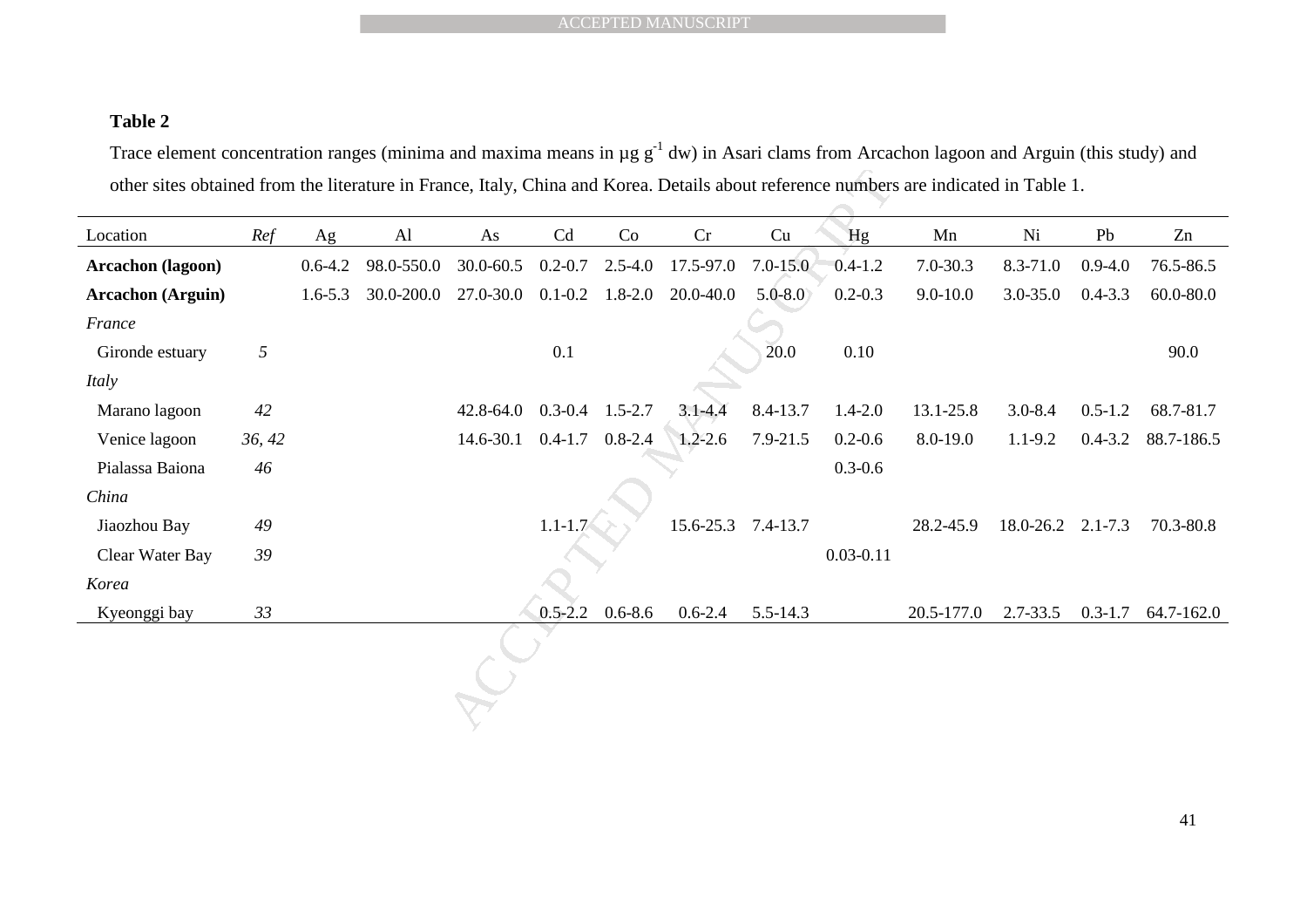**Table 2**

Trace element concentration ranges (minima and maxima means in µg g$^{-1}$ dw) in Asari clams from Arcachon lagoon and Arguin (this study) and other sites obtained from the literature in France, Italy, China and Korea. Details about reference numbers are indicated in Table 1.

| Location | *Ref* | Ag | Al | As | Cd | Co | Cr | Cu | Hg | Mn | Ni | Pb | Zn |
|---|---|---|---|---|---|---|---|---|---|---|---|---|---|
| **Arcachon (lagoon)** | | 0.6-4.2 | 98.0-550.0 | 30.0-60.5 | 0.2-0.7 | 2.5-4.0 | 17.5-97.0 | 7.0-15.0 | 0.4-1.2 | 7.0-30.3 | 8.3-71.0 | 0.9-4.0 | 76.5-86.5 |
| **Arcachon (Arguin)** | | 1.6-5.3 | 30.0-200.0 | 27.0-30.0 | 0.1-0.2 | 1.8-2.0 | 20.0-40.0 | 5.0-8.0 | 0.2-0.3 | 9.0-10.0 | 3.0-35.0 | 0.4-3.3 | 60.0-80.0 |
| *France* | | | | | | | | | | | | | |
| Gironde estuary | *5* | | | | 0.1 | | | 20.0 | 0.10 | | | | 90.0 |
| *Italy* | | | | | | | | | | | | | |
| Marano lagoon | *42* | | | 42.8-64.0 | 0.3-0.4 | 1.5-2.7 | 3.1-4.4 | 8.4-13.7 | 1.4-2.0 | 13.1-25.8 | 3.0-8.4 | 0.5-1.2 | 68.7-81.7 |
| Venice lagoon | *36, 42* | | | 14.6-30.1 | 0.4-1.7 | 0.8-2.4 | 1.2-2.6 | 7.9-21.5 | 0.2-0.6 | 8.0-19.0 | 1.1-9.2 | 0.4-3.2 | 88.7-186.5 |
| Pialassa Baiona | *46* | | | | | | | | 0.3-0.6 | | | | |
| *China* | | | | | | | | | | | | | |
| Jiaozhou Bay | *49* | | | | 1.1-1.7 | | 15.6-25.3 | 7.4-13.7 | | 28.2-45.9 | 18.0-26.2 | 2.1-7.3 | 70.3-80.8 |
| Clear Water Bay | *39* | | | | | | | | 0.03-0.11 | | | | |
| *Korea* | | | | | | | | | | | | | |
| Kyeonggi bay | *33* | | | | 0.5-2.2 | 0.6-8.6 | 0.6-2.4 | 5.5-14.3 | | 20.5-177.0 | 2.7-33.5 | 0.3-1.7 | 64.7-162.0 |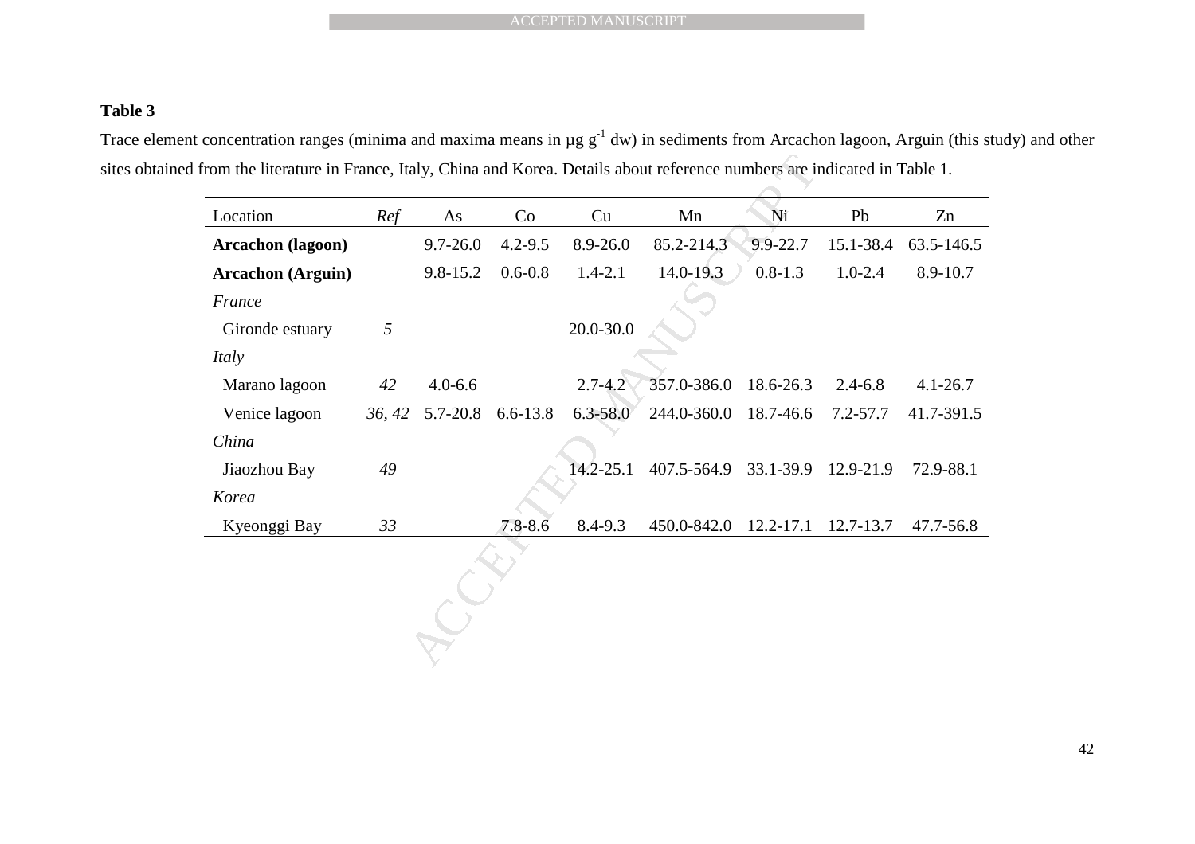**Table 3**

Trace element concentration ranges (minima and maxima means in µg $g^{-1}$ dw) in sediments from Arcachon lagoon, Arguin (this study) and other sites obtained from the literature in France, Italy, China and Korea. Details about reference numbers are indicated in Table 1.

| Location | *Ref* | As | Co | Cu | Mn | Ni | Pb | Zn |
|---|---|---|---|---|---|---|---|---|
| **Arcachon (lagoon)** | | 9.7-26.0 | 4.2-9.5 | 8.9-26.0 | 85.2-214.3 | 9.9-22.7 | 15.1-38.4 | 63.5-146.5 |
| **Arcachon (Arguin)** | | 9.8-15.2 | 0.6-0.8 | 1.4-2.1 | 14.0-19.3 | 0.8-1.3 | 1.0-2.4 | 8.9-10.7 |
| *France* | | | | | | | | |
| Gironde estuary | *5* | | | 20.0-30.0 | | | | |
| *Italy* | | | | | | | | |
| Marano lagoon | *42* | 4.0-6.6 | | 2.7-4.2 | 357.0-386.0 | 18.6-26.3 | 2.4-6.8 | 4.1-26.7 |
| Venice lagoon | *36, 42* | 5.7-20.8 | 6.6-13.8 | 6.3-58.0 | 244.0-360.0 | 18.7-46.6 | 7.2-57.7 | 41.7-391.5 |
| *China* | | | | | | | | |
| Jiaozhou Bay | *49* | | | 14.2-25.1 | 407.5-564.9 | 33.1-39.9 | 12.9-21.9 | 72.9-88.1 |
| *Korea* | | | | | | | | |
| Kyeonggi Bay | *33* | | 7.8-8.6 | 8.4-9.3 | 450.0-842.0 | 12.2-17.1 | 12.7-13.7 | 47.7-56.8 |